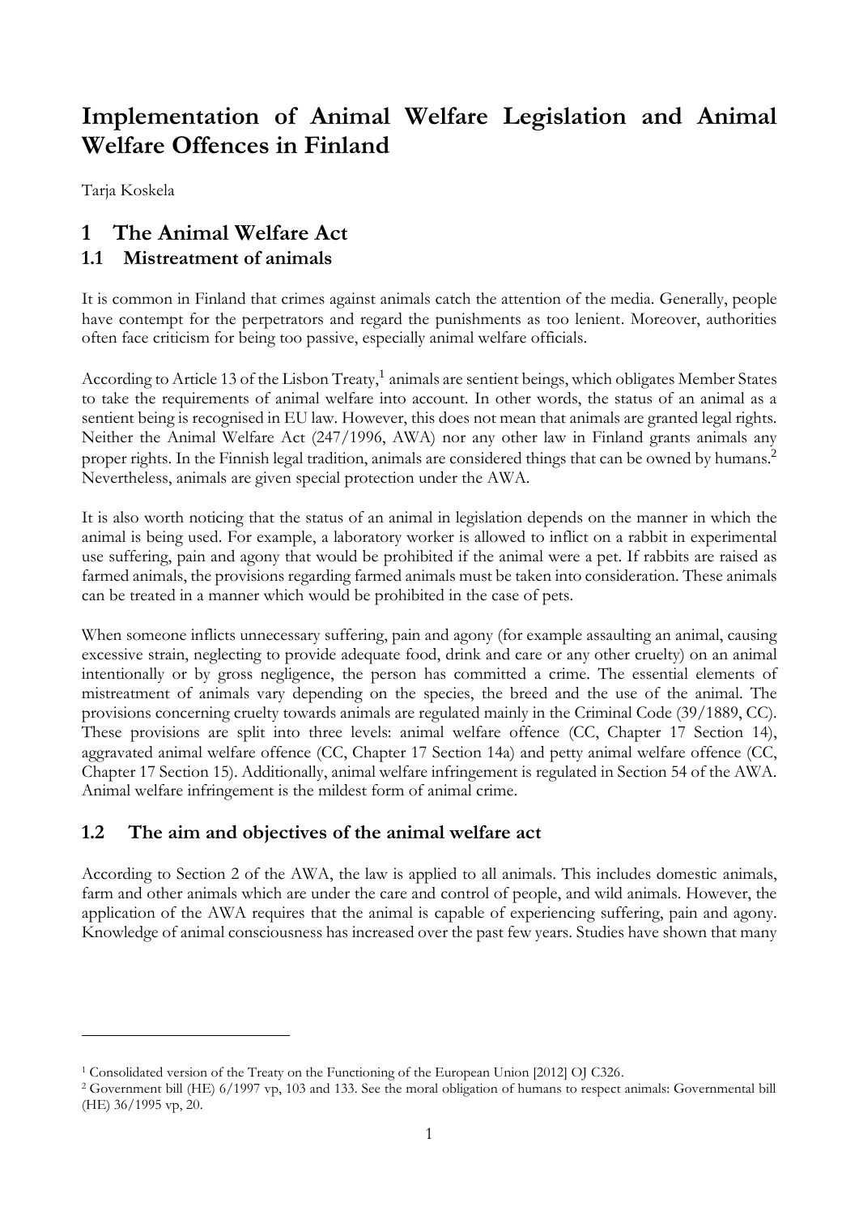# Implementation of Animal Welfare Legislation and Animal Welfare Offences in Finland

Tarja Koskela

## 1 The Animal Welfare Act

### 1.1 Mistreatment of animals

It is common in Finland that crimes against animals catch the attention of the media. Generally, people have contempt for the perpetrators and regard the punishments as too lenient. Moreover, authorities often face criticism for being too passive, especially animal welfare officials.

According to Article 13 of the Lisbon Treaty,[1] animals are sentient beings, which obligates Member States to take the requirements of animal welfare into account. In other words, the status of an animal as a sentient being is recognised in EU law. However, this does not mean that animals are granted legal rights. Neither the Animal Welfare Act (247/1996, AWA) nor any other law in Finland grants animals any proper rights. In the Finnish legal tradition, animals are considered things that can be owned by humans.[2] Nevertheless, animals are given special protection under the AWA.

It is also worth noticing that the status of an animal in legislation depends on the manner in which the animal is being used. For example, a laboratory worker is allowed to inflict on a rabbit in experimental use suffering, pain and agony that would be prohibited if the animal were a pet. If rabbits are raised as farmed animals, the provisions regarding farmed animals must be taken into consideration. These animals can be treated in a manner which would be prohibited in the case of pets.

When someone inflicts unnecessary suffering, pain and agony (for example assaulting an animal, causing excessive strain, neglecting to provide adequate food, drink and care or any other cruelty) on an animal intentionally or by gross negligence, the person has committed a crime. The essential elements of mistreatment of animals vary depending on the species, the breed and the use of the animal. The provisions concerning cruelty towards animals are regulated mainly in the Criminal Code (39/1889, CC). These provisions are split into three levels: animal welfare offence (CC, Chapter 17 Section 14), aggravated animal welfare offence (CC, Chapter 17 Section 14a) and petty animal welfare offence (CC, Chapter 17 Section 15). Additionally, animal welfare infringement is regulated in Section 54 of the AWA. Animal welfare infringement is the mildest form of animal crime.

### 1.2 The aim and objectives of the animal welfare act

According to Section 2 of the AWA, the law is applied to all animals. This includes domestic animals, farm and other animals which are under the care and control of people, and wild animals. However, the application of the AWA requires that the animal is capable of experiencing suffering, pain and agony. Knowledge of animal consciousness has increased over the past few years. Studies have shown that many

---

[1] Consolidated version of the Treaty on the Functioning of the European Union [2012] OJ C326.

[2] Government bill (HE) 6/1997 vp, 103 and 133. See the moral obligation of humans to respect animals: Governmental bill (HE) 36/1995 vp, 20.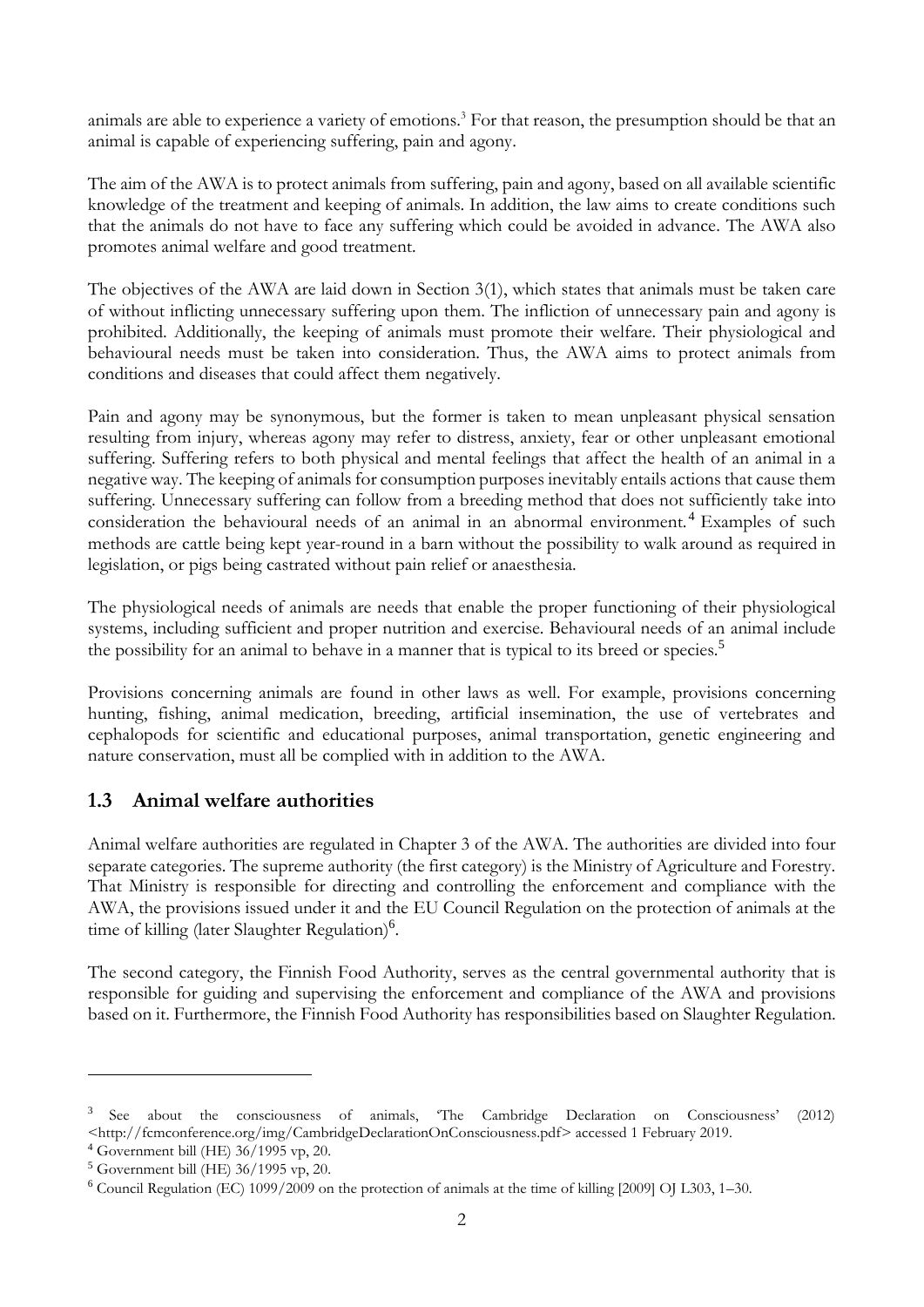animals are able to experience a variety of emotions.[3] For that reason, the presumption should be that an animal is capable of experiencing suffering, pain and agony.

The aim of the AWA is to protect animals from suffering, pain and agony, based on all available scientific knowledge of the treatment and keeping of animals. In addition, the law aims to create conditions such that the animals do not have to face any suffering which could be avoided in advance. The AWA also promotes animal welfare and good treatment.

The objectives of the AWA are laid down in Section 3(1), which states that animals must be taken care of without inflicting unnecessary suffering upon them. The infliction of unnecessary pain and agony is prohibited. Additionally, the keeping of animals must promote their welfare. Their physiological and behavioural needs must be taken into consideration. Thus, the AWA aims to protect animals from conditions and diseases that could affect them negatively.

Pain and agony may be synonymous, but the former is taken to mean unpleasant physical sensation resulting from injury, whereas agony may refer to distress, anxiety, fear or other unpleasant emotional suffering. Suffering refers to both physical and mental feelings that affect the health of an animal in a negative way. The keeping of animals for consumption purposes inevitably entails actions that cause them suffering. Unnecessary suffering can follow from a breeding method that does not sufficiently take into consideration the behavioural needs of an animal in an abnormal environment.[4] Examples of such methods are cattle being kept year-round in a barn without the possibility to walk around as required in legislation, or pigs being castrated without pain relief or anaesthesia.

The physiological needs of animals are needs that enable the proper functioning of their physiological systems, including sufficient and proper nutrition and exercise. Behavioural needs of an animal include the possibility for an animal to behave in a manner that is typical to its breed or species.[5]

Provisions concerning animals are found in other laws as well. For example, provisions concerning hunting, fishing, animal medication, breeding, artificial insemination, the use of vertebrates and cephalopods for scientific and educational purposes, animal transportation, genetic engineering and nature conservation, must all be complied with in addition to the AWA.

## 1.3 Animal welfare authorities

Animal welfare authorities are regulated in Chapter 3 of the AWA. The authorities are divided into four separate categories. The supreme authority (the first category) is the Ministry of Agriculture and Forestry. That Ministry is responsible for directing and controlling the enforcement and compliance with the AWA, the provisions issued under it and the EU Council Regulation on the protection of animals at the time of killing (later Slaughter Regulation)[6].

The second category, the Finnish Food Authority, serves as the central governmental authority that is responsible for guiding and supervising the enforcement and compliance of the AWA and provisions based on it. Furthermore, the Finnish Food Authority has responsibilities based on Slaughter Regulation.

---

[3] See about the consciousness of animals, 'The Cambridge Declaration on Consciousness' (2012) <http://fcmconference.org/img/CambridgeDeclarationOnConsciousness.pdf> accessed 1 February 2019.

[4] Government bill (HE) 36/1995 vp, 20.

[5] Government bill (HE) 36/1995 vp, 20.

[6] Council Regulation (EC) 1099/2009 on the protection of animals at the time of killing [2009] OJ L303, 1–30.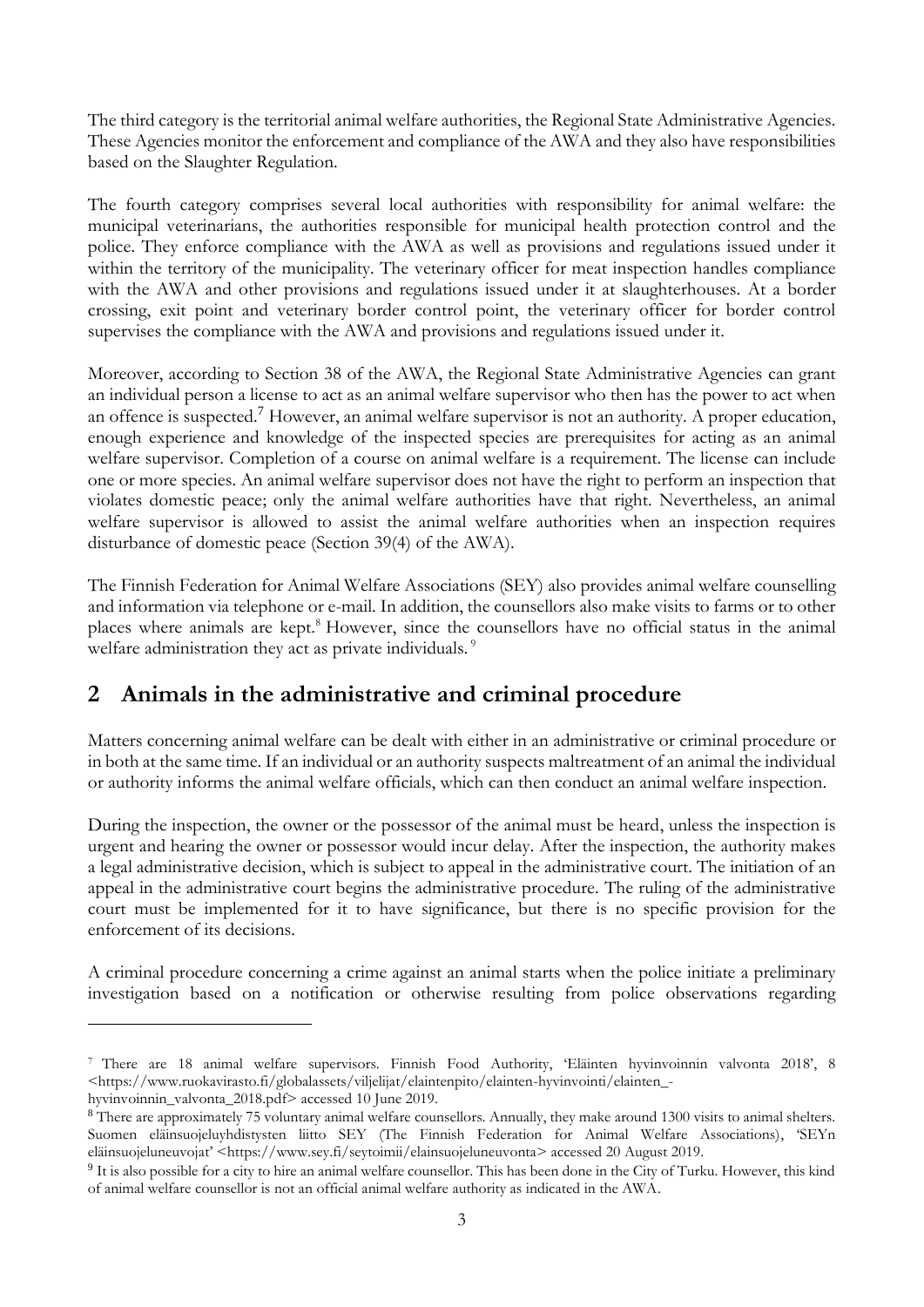The third category is the territorial animal welfare authorities, the Regional State Administrative Agencies. These Agencies monitor the enforcement and compliance of the AWA and they also have responsibilities based on the Slaughter Regulation.

The fourth category comprises several local authorities with responsibility for animal welfare: the municipal veterinarians, the authorities responsible for municipal health protection control and the police. They enforce compliance with the AWA as well as provisions and regulations issued under it within the territory of the municipality. The veterinary officer for meat inspection handles compliance with the AWA and other provisions and regulations issued under it at slaughterhouses. At a border crossing, exit point and veterinary border control point, the veterinary officer for border control supervises the compliance with the AWA and provisions and regulations issued under it.

Moreover, according to Section 38 of the AWA, the Regional State Administrative Agencies can grant an individual person a license to act as an animal welfare supervisor who then has the power to act when an offence is suspected.[7] However, an animal welfare supervisor is not an authority. A proper education, enough experience and knowledge of the inspected species are prerequisites for acting as an animal welfare supervisor. Completion of a course on animal welfare is a requirement. The license can include one or more species. An animal welfare supervisor does not have the right to perform an inspection that violates domestic peace; only the animal welfare authorities have that right. Nevertheless, an animal welfare supervisor is allowed to assist the animal welfare authorities when an inspection requires disturbance of domestic peace (Section 39(4) of the AWA).

The Finnish Federation for Animal Welfare Associations (SEY) also provides animal welfare counselling and information via telephone or e-mail. In addition, the counsellors also make visits to farms or to other places where animals are kept.[8] However, since the counsellors have no official status in the animal welfare administration they act as private individuals.[9]

## 2 Animals in the administrative and criminal procedure

Matters concerning animal welfare can be dealt with either in an administrative or criminal procedure or in both at the same time. If an individual or an authority suspects maltreatment of an animal the individual or authority informs the animal welfare officials, which can then conduct an animal welfare inspection.

During the inspection, the owner or the possessor of the animal must be heard, unless the inspection is urgent and hearing the owner or possessor would incur delay. After the inspection, the authority makes a legal administrative decision, which is subject to appeal in the administrative court. The initiation of an appeal in the administrative court begins the administrative procedure. The ruling of the administrative court must be implemented for it to have significance, but there is no specific provision for the enforcement of its decisions.

A criminal procedure concerning a crime against an animal starts when the police initiate a preliminary investigation based on a notification or otherwise resulting from police observations regarding

---

[7] There are 18 animal welfare supervisors. Finnish Food Authority, 'Eläinten hyvinvoinnin valvonta 2018', 8 <https://www.ruokavirasto.fi/globalassets/viljelijat/elaintenpito/elainten-hyvinvointi/elainten_-hyvinvoinnin_valvonta_2018.pdf> accessed 10 June 2019.

[8] There are approximately 75 voluntary animal welfare counsellors. Annually, they make around 1300 visits to animal shelters. Suomen eläinsuojeluyhdistysten liitto SEY (The Finnish Federation for Animal Welfare Associations), 'SEYn eläinsuojeluneuvojat' <https://www.sey.fi/seytoimii/elainsuojeluneuvonta> accessed 20 August 2019.

[9] It is also possible for a city to hire an animal welfare counsellor. This has been done in the City of Turku. However, this kind of animal welfare counsellor is not an official animal welfare authority as indicated in the AWA.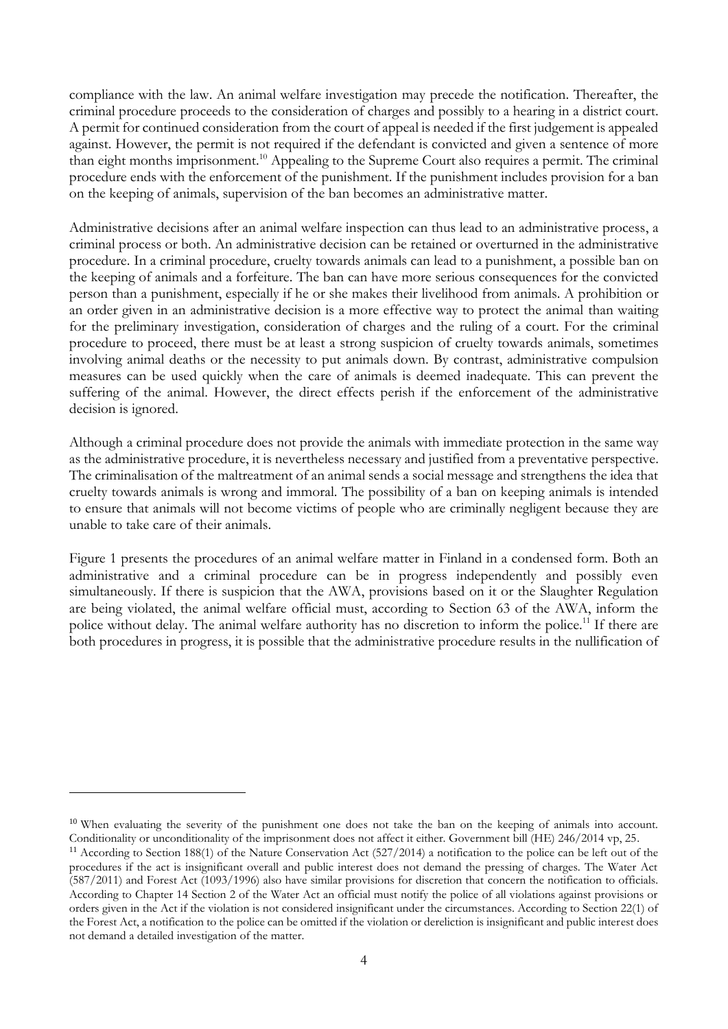compliance with the law. An animal welfare investigation may precede the notification. Thereafter, the criminal procedure proceeds to the consideration of charges and possibly to a hearing in a district court. A permit for continued consideration from the court of appeal is needed if the first judgement is appealed against. However, the permit is not required if the defendant is convicted and given a sentence of more than eight months imprisonment.[10] Appealing to the Supreme Court also requires a permit. The criminal procedure ends with the enforcement of the punishment. If the punishment includes provision for a ban on the keeping of animals, supervision of the ban becomes an administrative matter.

Administrative decisions after an animal welfare inspection can thus lead to an administrative process, a criminal process or both. An administrative decision can be retained or overturned in the administrative procedure. In a criminal procedure, cruelty towards animals can lead to a punishment, a possible ban on the keeping of animals and a forfeiture. The ban can have more serious consequences for the convicted person than a punishment, especially if he or she makes their livelihood from animals. A prohibition or an order given in an administrative decision is a more effective way to protect the animal than waiting for the preliminary investigation, consideration of charges and the ruling of a court. For the criminal procedure to proceed, there must be at least a strong suspicion of cruelty towards animals, sometimes involving animal deaths or the necessity to put animals down. By contrast, administrative compulsion measures can be used quickly when the care of animals is deemed inadequate. This can prevent the suffering of the animal. However, the direct effects perish if the enforcement of the administrative decision is ignored.

Although a criminal procedure does not provide the animals with immediate protection in the same way as the administrative procedure, it is nevertheless necessary and justified from a preventative perspective. The criminalisation of the maltreatment of an animal sends a social message and strengthens the idea that cruelty towards animals is wrong and immoral. The possibility of a ban on keeping animals is intended to ensure that animals will not become victims of people who are criminally negligent because they are unable to take care of their animals.

Figure 1 presents the procedures of an animal welfare matter in Finland in a condensed form. Both an administrative and a criminal procedure can be in progress independently and possibly even simultaneously. If there is suspicion that the AWA, provisions based on it or the Slaughter Regulation are being violated, the animal welfare official must, according to Section 63 of the AWA, inform the police without delay. The animal welfare authority has no discretion to inform the police.[11] If there are both procedures in progress, it is possible that the administrative procedure results in the nullification of

---

[10] When evaluating the severity of the punishment one does not take the ban on the keeping of animals into account. Conditionality or unconditionality of the imprisonment does not affect it either. Government bill (HE) 246/2014 vp, 25.

[11] According to Section 188(1) of the Nature Conservation Act (527/2014) a notification to the police can be left out of the procedures if the act is insignificant overall and public interest does not demand the pressing of charges. The Water Act (587/2011) and Forest Act (1093/1996) also have similar provisions for discretion that concern the notification to officials. According to Chapter 14 Section 2 of the Water Act an official must notify the police of all violations against provisions or orders given in the Act if the violation is not considered insignificant under the circumstances. According to Section 22(1) of the Forest Act, a notification to the police can be omitted if the violation or dereliction is insignificant and public interest does not demand a detailed investigation of the matter.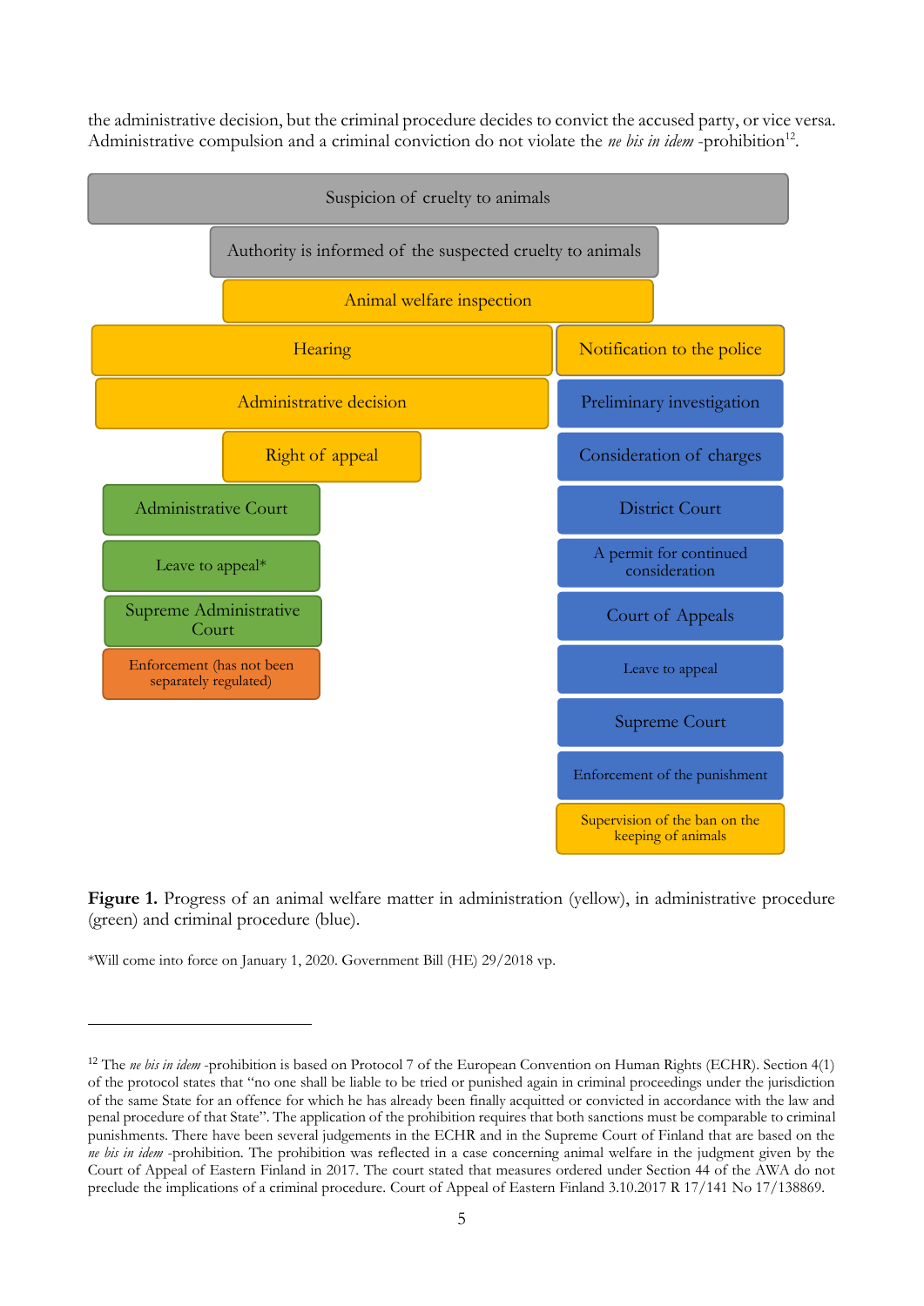the administrative decision, but the criminal procedure decides to convict the accused party, or vice versa. Administrative compulsion and a criminal conviction do not violate the *ne bis in idem* -prohibition[12].

Suspicion of cruelty to animals

Authority is informed of the suspected cruelty to animals

Animal welfare inspection

| Administration / Administrative procedure | Criminal procedure |
| --- | --- |
| Hearing | Notification to the police |
| Administrative decision | Preliminary investigation |
| Right of appeal | Consideration of charges |
| Administrative Court | District Court |
| Leave to appeal* | A permit for continued consideration |
| Supreme Administrative Court | Court of Appeals |
| Enforcement (has not been separately regulated) | Leave to appeal |
| | Supreme Court |
| | Enforcement of the punishment |
| | Supervision of the ban on the keeping of animals |

**Figure 1.** Progress of an animal welfare matter in administration (yellow), in administrative procedure (green) and criminal procedure (blue).

*Will come into force on January 1, 2020. Government Bill (HE) 29/2018 vp.

[12] The *ne bis in idem* -prohibition is based on Protocol 7 of the European Convention on Human Rights (ECHR). Section 4(1) of the protocol states that "no one shall be liable to be tried or punished again in criminal proceedings under the jurisdiction of the same State for an offence for which he has already been finally acquitted or convicted in accordance with the law and penal procedure of that State". The application of the prohibition requires that both sanctions must be comparable to criminal punishments. There have been several judgements in the ECHR and in the Supreme Court of Finland that are based on the *ne bis in idem* -prohibition. The prohibition was reflected in a case concerning animal welfare in the judgment given by the Court of Appeal of Eastern Finland in 2017. The court stated that measures ordered under Section 44 of the AWA do not preclude the implications of a criminal procedure. Court of Appeal of Eastern Finland 3.10.2017 R 17/141 No 17/138869.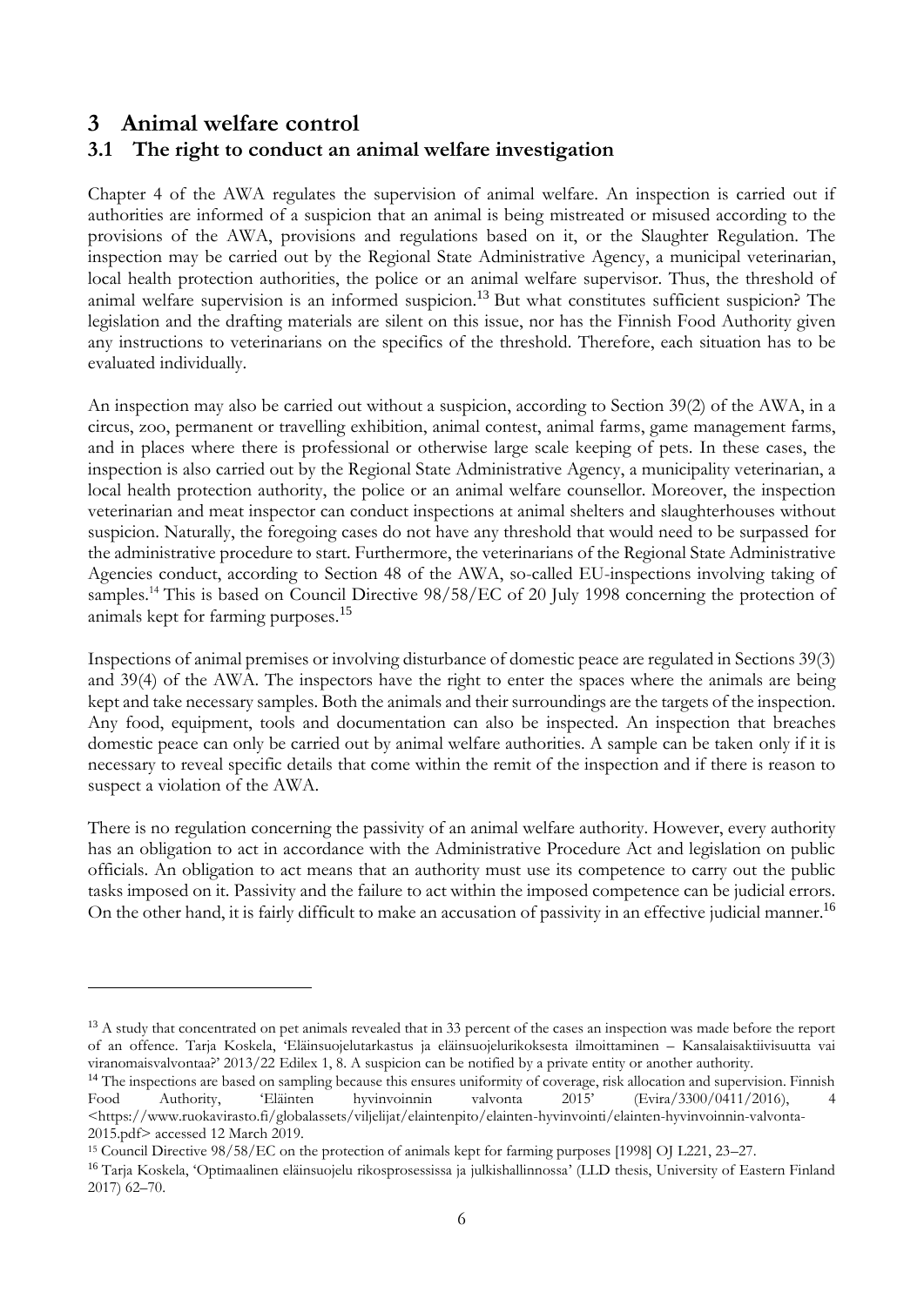# 3 Animal welfare control

## 3.1 The right to conduct an animal welfare investigation

Chapter 4 of the AWA regulates the supervision of animal welfare. An inspection is carried out if authorities are informed of a suspicion that an animal is being mistreated or misused according to the provisions of the AWA, provisions and regulations based on it, or the Slaughter Regulation. The inspection may be carried out by the Regional State Administrative Agency, a municipal veterinarian, local health protection authorities, the police or an animal welfare supervisor. Thus, the threshold of animal welfare supervision is an informed suspicion.[13] But what constitutes sufficient suspicion? The legislation and the drafting materials are silent on this issue, nor has the Finnish Food Authority given any instructions to veterinarians on the specifics of the threshold. Therefore, each situation has to be evaluated individually.

An inspection may also be carried out without a suspicion, according to Section 39(2) of the AWA, in a circus, zoo, permanent or travelling exhibition, animal contest, animal farms, game management farms, and in places where there is professional or otherwise large scale keeping of pets. In these cases, the inspection is also carried out by the Regional State Administrative Agency, a municipality veterinarian, a local health protection authority, the police or an animal welfare counsellor. Moreover, the inspection veterinarian and meat inspector can conduct inspections at animal shelters and slaughterhouses without suspicion. Naturally, the foregoing cases do not have any threshold that would need to be surpassed for the administrative procedure to start. Furthermore, the veterinarians of the Regional State Administrative Agencies conduct, according to Section 48 of the AWA, so-called EU-inspections involving taking of samples.[14] This is based on Council Directive 98/58/EC of 20 July 1998 concerning the protection of animals kept for farming purposes.[15]

Inspections of animal premises or involving disturbance of domestic peace are regulated in Sections 39(3) and 39(4) of the AWA. The inspectors have the right to enter the spaces where the animals are being kept and take necessary samples. Both the animals and their surroundings are the targets of the inspection. Any food, equipment, tools and documentation can also be inspected. An inspection that breaches domestic peace can only be carried out by animal welfare authorities. A sample can be taken only if it is necessary to reveal specific details that come within the remit of the inspection and if there is reason to suspect a violation of the AWA.

There is no regulation concerning the passivity of an animal welfare authority. However, every authority has an obligation to act in accordance with the Administrative Procedure Act and legislation on public officials. An obligation to act means that an authority must use its competence to carry out the public tasks imposed on it. Passivity and the failure to act within the imposed competence can be judicial errors. On the other hand, it is fairly difficult to make an accusation of passivity in an effective judicial manner.[16]

---

[13] A study that concentrated on pet animals revealed that in 33 percent of the cases an inspection was made before the report of an offence. Tarja Koskela, 'Eläinsuojelutarkastus ja eläinsuojelurikoksesta ilmoittaminen – Kansalaisaktiivisuutta vai viranomaisvalvontaa?' 2013/22 Edilex 1, 8. A suspicion can be notified by a private entity or another authority.

[14] The inspections are based on sampling because this ensures uniformity of coverage, risk allocation and supervision. Finnish Food Authority, 'Eläinten hyvinvoinnin valvonta 2015' (Evira/3300/0411/2016), 4 <https://www.ruokavirasto.fi/globalassets/viljelijat/elaintenpito/elainten-hyvinvointi/elainten-hyvinvoinnin-valvonta-2015.pdf> accessed 12 March 2019.

[15] Council Directive 98/58/EC on the protection of animals kept for farming purposes [1998] OJ L221, 23–27.

[16] Tarja Koskela, 'Optimaalinen eläinsuojelu rikosprosessissa ja julkishallinnossa' (LLD thesis, University of Eastern Finland 2017) 62–70.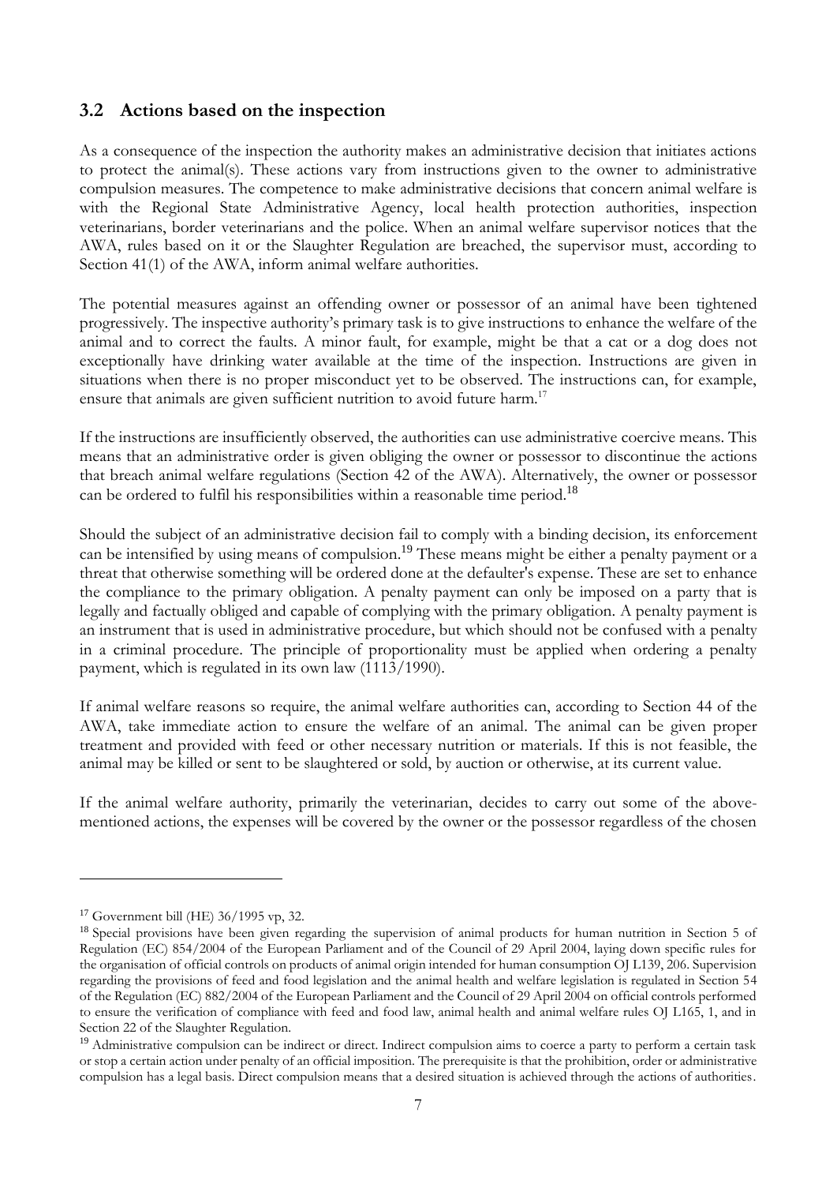## 3.2 Actions based on the inspection

As a consequence of the inspection the authority makes an administrative decision that initiates actions to protect the animal(s). These actions vary from instructions given to the owner to administrative compulsion measures. The competence to make administrative decisions that concern animal welfare is with the Regional State Administrative Agency, local health protection authorities, inspection veterinarians, border veterinarians and the police. When an animal welfare supervisor notices that the AWA, rules based on it or the Slaughter Regulation are breached, the supervisor must, according to Section 41(1) of the AWA, inform animal welfare authorities.

The potential measures against an offending owner or possessor of an animal have been tightened progressively. The inspective authority's primary task is to give instructions to enhance the welfare of the animal and to correct the faults. A minor fault, for example, might be that a cat or a dog does not exceptionally have drinking water available at the time of the inspection. Instructions are given in situations when there is no proper misconduct yet to be observed. The instructions can, for example, ensure that animals are given sufficient nutrition to avoid future harm.[17]

If the instructions are insufficiently observed, the authorities can use administrative coercive means. This means that an administrative order is given obliging the owner or possessor to discontinue the actions that breach animal welfare regulations (Section 42 of the AWA). Alternatively, the owner or possessor can be ordered to fulfil his responsibilities within a reasonable time period.[18]

Should the subject of an administrative decision fail to comply with a binding decision, its enforcement can be intensified by using means of compulsion.[19] These means might be either a penalty payment or a threat that otherwise something will be ordered done at the defaulter's expense. These are set to enhance the compliance to the primary obligation. A penalty payment can only be imposed on a party that is legally and factually obliged and capable of complying with the primary obligation. A penalty payment is an instrument that is used in administrative procedure, but which should not be confused with a penalty in a criminal procedure. The principle of proportionality must be applied when ordering a penalty payment, which is regulated in its own law (1113/1990).

If animal welfare reasons so require, the animal welfare authorities can, according to Section 44 of the AWA, take immediate action to ensure the welfare of an animal. The animal can be given proper treatment and provided with feed or other necessary nutrition or materials. If this is not feasible, the animal may be killed or sent to be slaughtered or sold, by auction or otherwise, at its current value.

If the animal welfare authority, primarily the veterinarian, decides to carry out some of the above-mentioned actions, the expenses will be covered by the owner or the possessor regardless of the chosen

---

[17] Government bill (HE) 36/1995 vp, 32.

[18] Special provisions have been given regarding the supervision of animal products for human nutrition in Section 5 of Regulation (EC) 854/2004 of the European Parliament and of the Council of 29 April 2004, laying down specific rules for the organisation of official controls on products of animal origin intended for human consumption OJ L139, 206. Supervision regarding the provisions of feed and food legislation and the animal health and welfare legislation is regulated in Section 54 of the Regulation (EC) 882/2004 of the European Parliament and the Council of 29 April 2004 on official controls performed to ensure the verification of compliance with feed and food law, animal health and animal welfare rules OJ L165, 1, and in Section 22 of the Slaughter Regulation.

[19] Administrative compulsion can be indirect or direct. Indirect compulsion aims to coerce a party to perform a certain task or stop a certain action under penalty of an official imposition. The prerequisite is that the prohibition, order or administrative compulsion has a legal basis. Direct compulsion means that a desired situation is achieved through the actions of authorities.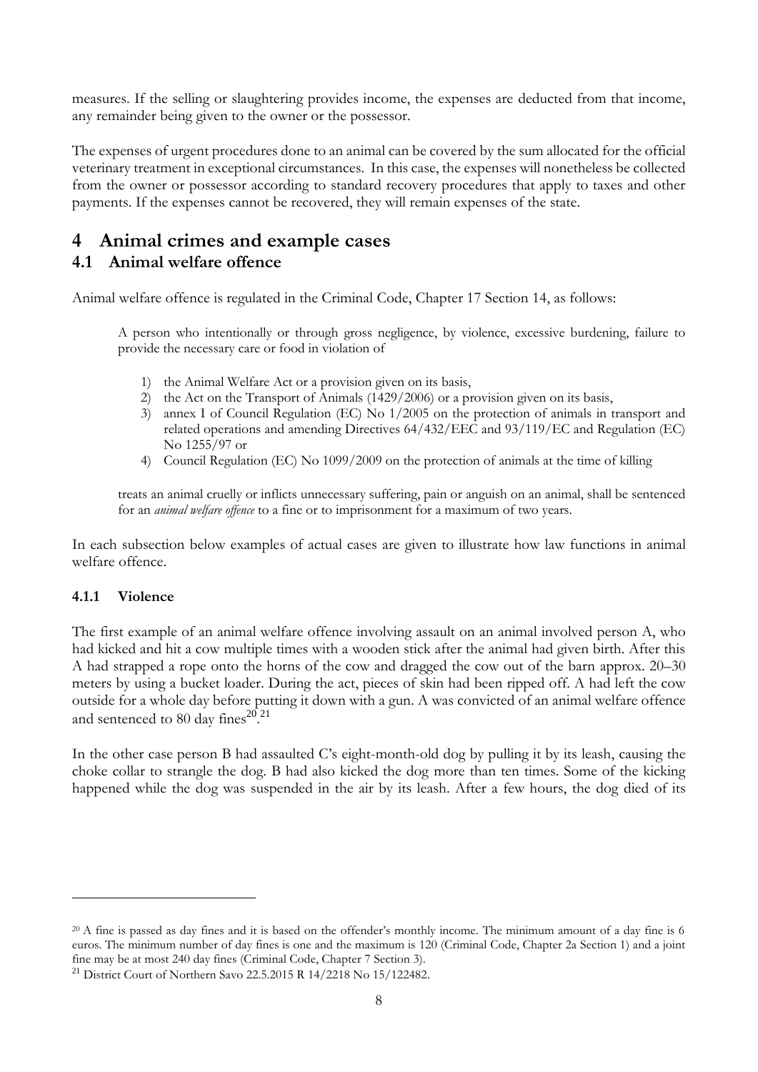measures. If the selling or slaughtering provides income, the expenses are deducted from that income, any remainder being given to the owner or the possessor.

The expenses of urgent procedures done to an animal can be covered by the sum allocated for the official veterinary treatment in exceptional circumstances. In this case, the expenses will nonetheless be collected from the owner or possessor according to standard recovery procedures that apply to taxes and other payments. If the expenses cannot be recovered, they will remain expenses of the state.

# 4 Animal crimes and example cases

## 4.1 Animal welfare offence

Animal welfare offence is regulated in the Criminal Code, Chapter 17 Section 14, as follows:

> A person who intentionally or through gross negligence, by violence, excessive burdening, failure to provide the necessary care or food in violation of
>
> 1) the Animal Welfare Act or a provision given on its basis,
> 2) the Act on the Transport of Animals (1429/2006) or a provision given on its basis,
> 3) annex I of Council Regulation (EC) No 1/2005 on the protection of animals in transport and related operations and amending Directives 64/432/EEC and 93/119/EC and Regulation (EC) No 1255/97 or
> 4) Council Regulation (EC) No 1099/2009 on the protection of animals at the time of killing
>
> treats an animal cruelly or inflicts unnecessary suffering, pain or anguish on an animal, shall be sentenced for an *animal welfare offence* to a fine or to imprisonment for a maximum of two years.

In each subsection below examples of actual cases are given to illustrate how law functions in animal welfare offence.

### 4.1.1 Violence

The first example of an animal welfare offence involving assault on an animal involved person A, who had kicked and hit a cow multiple times with a wooden stick after the animal had given birth. After this A had strapped a rope onto the horns of the cow and dragged the cow out of the barn approx. 20–30 meters by using a bucket loader. During the act, pieces of skin had been ripped off. A had left the cow outside for a whole day before putting it down with a gun. A was convicted of an animal welfare offence and sentenced to 80 day fines[20].[21]

In the other case person B had assaulted C's eight-month-old dog by pulling it by its leash, causing the choke collar to strangle the dog. B had also kicked the dog more than ten times. Some of the kicking happened while the dog was suspended in the air by its leash. After a few hours, the dog died of its

---

[20] A fine is passed as day fines and it is based on the offender's monthly income. The minimum amount of a day fine is 6 euros. The minimum number of day fines is one and the maximum is 120 (Criminal Code, Chapter 2a Section 1) and a joint fine may be at most 240 day fines (Criminal Code, Chapter 7 Section 3).

[21] District Court of Northern Savo 22.5.2015 R 14/2218 No 15/122482.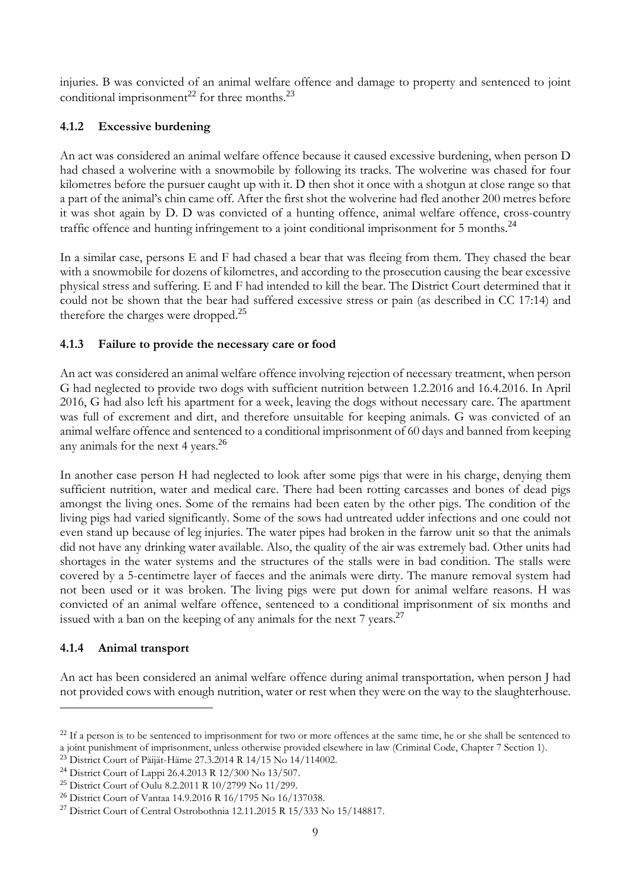injuries. B was convicted of an animal welfare offence and damage to property and sentenced to joint conditional imprisonment[22] for three months.[23]

### 4.1.2 Excessive burdening

An act was considered an animal welfare offence because it caused excessive burdening, when person D had chased a wolverine with a snowmobile by following its tracks. The wolverine was chased for four kilometres before the pursuer caught up with it. D then shot it once with a shotgun at close range so that a part of the animal's chin came off. After the first shot the wolverine had fled another 200 metres before it was shot again by D. D was convicted of a hunting offence, animal welfare offence, cross-country traffic offence and hunting infringement to a joint conditional imprisonment for 5 months.[24]

In a similar case, persons E and F had chased a bear that was fleeing from them. They chased the bear with a snowmobile for dozens of kilometres, and according to the prosecution causing the bear excessive physical stress and suffering. E and F had intended to kill the bear. The District Court determined that it could not be shown that the bear had suffered excessive stress or pain (as described in CC 17:14) and therefore the charges were dropped.[25]

### 4.1.3 Failure to provide the necessary care or food

An act was considered an animal welfare offence involving rejection of necessary treatment, when person G had neglected to provide two dogs with sufficient nutrition between 1.2.2016 and 16.4.2016. In April 2016, G had also left his apartment for a week, leaving the dogs without necessary care. The apartment was full of excrement and dirt, and therefore unsuitable for keeping animals. G was convicted of an animal welfare offence and sentenced to a conditional imprisonment of 60 days and banned from keeping any animals for the next 4 years.[26]

In another case person H had neglected to look after some pigs that were in his charge, denying them sufficient nutrition, water and medical care. There had been rotting carcasses and bones of dead pigs amongst the living ones. Some of the remains had been eaten by the other pigs. The condition of the living pigs had varied significantly. Some of the sows had untreated udder infections and one could not even stand up because of leg injuries. The water pipes had broken in the farrow unit so that the animals did not have any drinking water available. Also, the quality of the air was extremely bad. Other units had shortages in the water systems and the structures of the stalls were in bad condition. The stalls were covered by a 5-centimetre layer of faeces and the animals were dirty. The manure removal system had not been used or it was broken. The living pigs were put down for animal welfare reasons. H was convicted of an animal welfare offence, sentenced to a conditional imprisonment of six months and issued with a ban on the keeping of any animals for the next 7 years.[27]

### 4.1.4 Animal transport

An act has been considered an animal welfare offence during animal transportation*,* when person J had not provided cows with enough nutrition, water or rest when they were on the way to the slaughterhouse.

---

[22] If a person is to be sentenced to imprisonment for two or more offences at the same time, he or she shall be sentenced to a joint punishment of imprisonment, unless otherwise provided elsewhere in law (Criminal Code, Chapter 7 Section 1).

[23] District Court of Päijät-Häme 27.3.2014 R 14/15 No 14/114002.

[24] District Court of Lappi 26.4.2013 R 12/300 No 13/507.

[25] District Court of Oulu 8.2.2011 R 10/2799 No 11/299.

[26] District Court of Vantaa 14.9.2016 R 16/1795 No 16/137038.

[27] District Court of Central Ostrobothnia 12.11.2015 R 15/333 No 15/148817.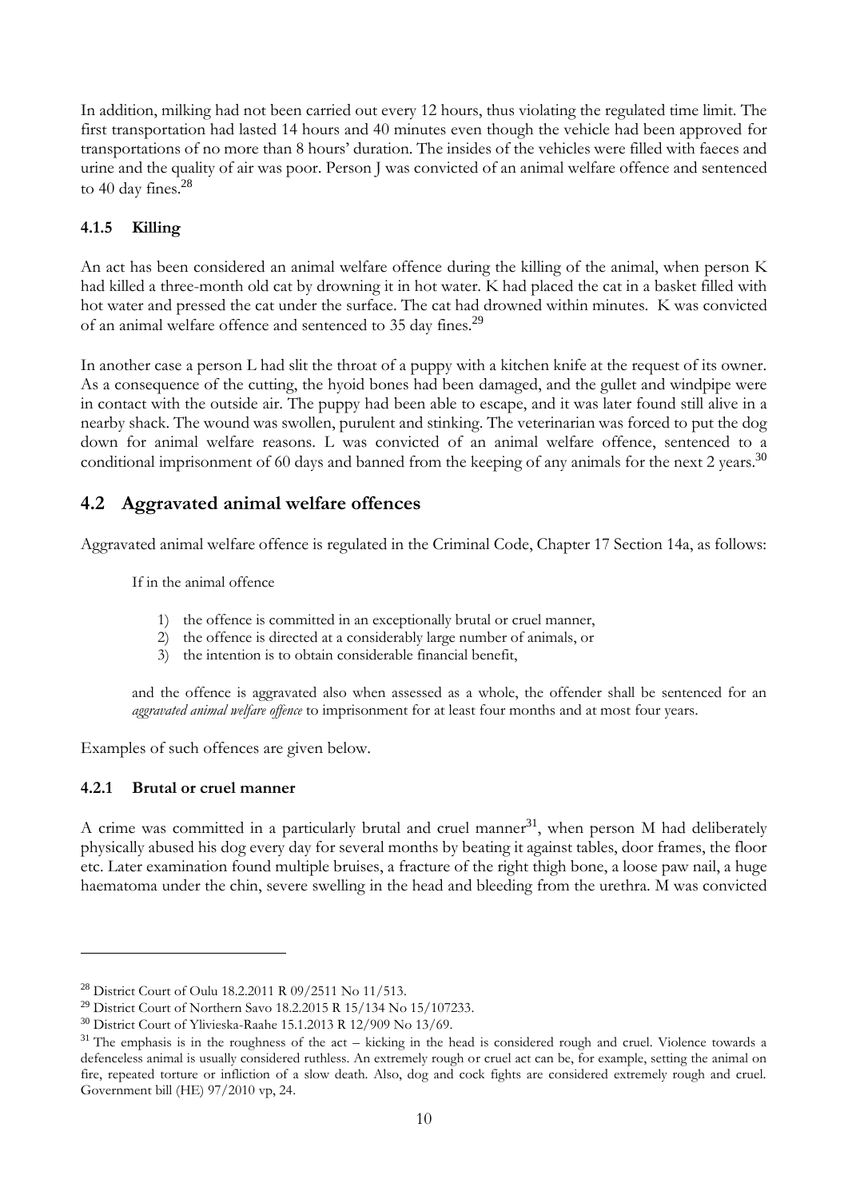In addition, milking had not been carried out every 12 hours, thus violating the regulated time limit. The first transportation had lasted 14 hours and 40 minutes even though the vehicle had been approved for transportations of no more than 8 hours' duration. The insides of the vehicles were filled with faeces and urine and the quality of air was poor. Person J was convicted of an animal welfare offence and sentenced to 40 day fines.[28]

### 4.1.5 Killing

An act has been considered an animal welfare offence during the killing of the animal, when person K had killed a three-month old cat by drowning it in hot water. K had placed the cat in a basket filled with hot water and pressed the cat under the surface. The cat had drowned within minutes. K was convicted of an animal welfare offence and sentenced to 35 day fines.[29]

In another case a person L had slit the throat of a puppy with a kitchen knife at the request of its owner. As a consequence of the cutting, the hyoid bones had been damaged, and the gullet and windpipe were in contact with the outside air. The puppy had been able to escape, and it was later found still alive in a nearby shack. The wound was swollen, purulent and stinking. The veterinarian was forced to put the dog down for animal welfare reasons. L was convicted of an animal welfare offence, sentenced to a conditional imprisonment of 60 days and banned from the keeping of any animals for the next 2 years.[30]

## 4.2 Aggravated animal welfare offences

Aggravated animal welfare offence is regulated in the Criminal Code, Chapter 17 Section 14a, as follows:

> If in the animal offence
>
> 1) the offence is committed in an exceptionally brutal or cruel manner,
> 2) the offence is directed at a considerably large number of animals, or
> 3) the intention is to obtain considerable financial benefit,
>
> and the offence is aggravated also when assessed as a whole, the offender shall be sentenced for an *aggravated animal welfare offence* to imprisonment for at least four months and at most four years.

Examples of such offences are given below.

### 4.2.1 Brutal or cruel manner

A crime was committed in a particularly brutal and cruel manner[31], when person M had deliberately physically abused his dog every day for several months by beating it against tables, door frames, the floor etc. Later examination found multiple bruises, a fracture of the right thigh bone, a loose paw nail, a huge haematoma under the chin, severe swelling in the head and bleeding from the urethra. M was convicted

---

[28] District Court of Oulu 18.2.2011 R 09/2511 No 11/513.

[29] District Court of Northern Savo 18.2.2015 R 15/134 No 15/107233.

[30] District Court of Ylivieska-Raahe 15.1.2013 R 12/909 No 13/69.

[31] The emphasis is in the roughness of the act – kicking in the head is considered rough and cruel. Violence towards a defenceless animal is usually considered ruthless. An extremely rough or cruel act can be, for example, setting the animal on fire, repeated torture or infliction of a slow death. Also, dog and cock fights are considered extremely rough and cruel. Government bill (HE) 97/2010 vp, 24.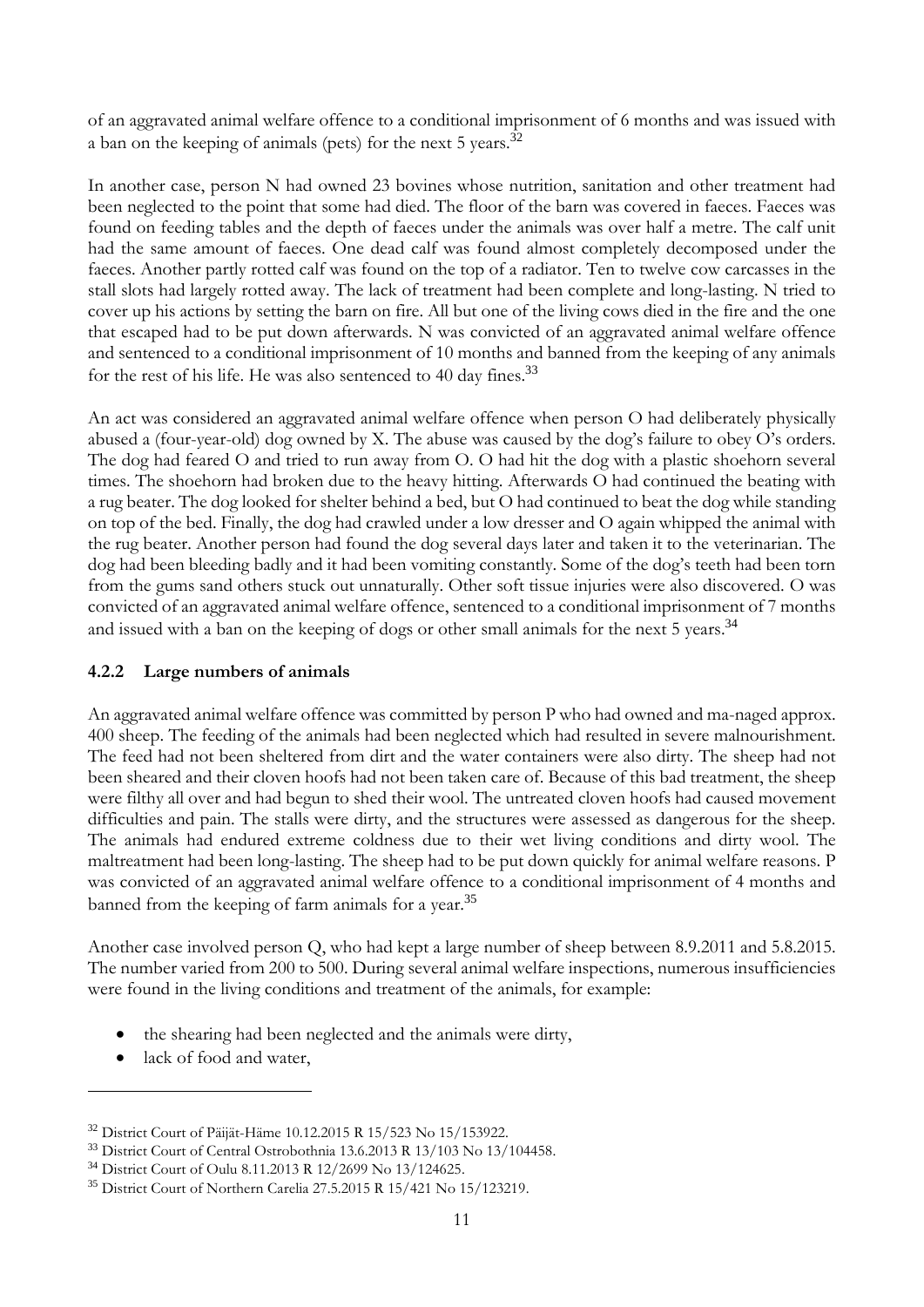of an aggravated animal welfare offence to a conditional imprisonment of 6 months and was issued with a ban on the keeping of animals (pets) for the next 5 years.[32]

In another case, person N had owned 23 bovines whose nutrition, sanitation and other treatment had been neglected to the point that some had died. The floor of the barn was covered in faeces. Faeces was found on feeding tables and the depth of faeces under the animals was over half a metre. The calf unit had the same amount of faeces. One dead calf was found almost completely decomposed under the faeces. Another partly rotted calf was found on the top of a radiator. Ten to twelve cow carcasses in the stall slots had largely rotted away. The lack of treatment had been complete and long-lasting. N tried to cover up his actions by setting the barn on fire. All but one of the living cows died in the fire and the one that escaped had to be put down afterwards. N was convicted of an aggravated animal welfare offence and sentenced to a conditional imprisonment of 10 months and banned from the keeping of any animals for the rest of his life. He was also sentenced to 40 day fines.[33]

An act was considered an aggravated animal welfare offence when person O had deliberately physically abused a (four-year-old) dog owned by X. The abuse was caused by the dog's failure to obey O's orders. The dog had feared O and tried to run away from O. O had hit the dog with a plastic shoehorn several times. The shoehorn had broken due to the heavy hitting. Afterwards O had continued the beating with a rug beater. The dog looked for shelter behind a bed, but O had continued to beat the dog while standing on top of the bed. Finally, the dog had crawled under a low dresser and O again whipped the animal with the rug beater. Another person had found the dog several days later and taken it to the veterinarian. The dog had been bleeding badly and it had been vomiting constantly. Some of the dog's teeth had been torn from the gums sand others stuck out unnaturally. Other soft tissue injuries were also discovered. O was convicted of an aggravated animal welfare offence, sentenced to a conditional imprisonment of 7 months and issued with a ban on the keeping of dogs or other small animals for the next 5 years.[34]

### 4.2.2 Large numbers of animals

An aggravated animal welfare offence was committed by person P who had owned and ma-naged approx. 400 sheep. The feeding of the animals had been neglected which had resulted in severe malnourishment. The feed had not been sheltered from dirt and the water containers were also dirty. The sheep had not been sheared and their cloven hoofs had not been taken care of. Because of this bad treatment, the sheep were filthy all over and had begun to shed their wool. The untreated cloven hoofs had caused movement difficulties and pain. The stalls were dirty, and the structures were assessed as dangerous for the sheep. The animals had endured extreme coldness due to their wet living conditions and dirty wool. The maltreatment had been long-lasting. The sheep had to be put down quickly for animal welfare reasons. P was convicted of an aggravated animal welfare offence to a conditional imprisonment of 4 months and banned from the keeping of farm animals for a year.[35]

Another case involved person Q, who had kept a large number of sheep between 8.9.2011 and 5.8.2015. The number varied from 200 to 500. During several animal welfare inspections, numerous insufficiencies were found in the living conditions and treatment of the animals, for example:

- the shearing had been neglected and the animals were dirty,
- lack of food and water,

---

[32] District Court of Päijät-Häme 10.12.2015 R 15/523 No 15/153922.

[33] District Court of Central Ostrobothnia 13.6.2013 R 13/103 No 13/104458.

[34] District Court of Oulu 8.11.2013 R 12/2699 No 13/124625.

[35] District Court of Northern Carelia 27.5.2015 R 15/421 No 15/123219.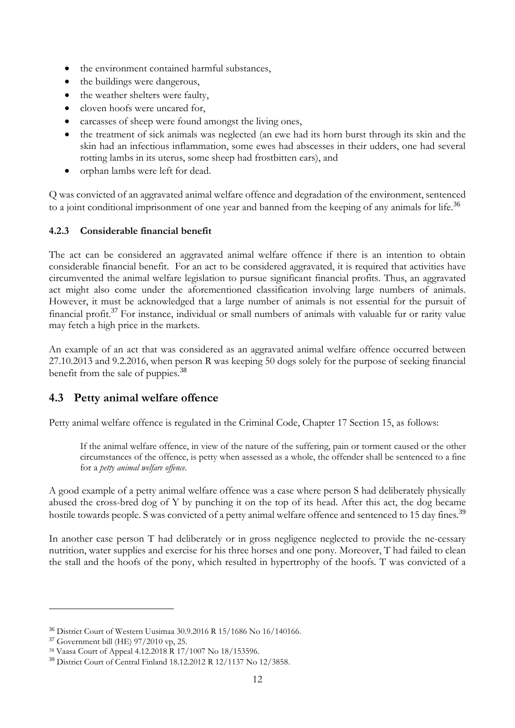- the environment contained harmful substances,
- the buildings were dangerous,
- the weather shelters were faulty,
- cloven hoofs were uncared for,
- carcasses of sheep were found amongst the living ones,
- the treatment of sick animals was neglected (an ewe had its horn burst through its skin and the skin had an infectious inflammation, some ewes had abscesses in their udders, one had several rotting lambs in its uterus, some sheep had frostbitten ears), and
- orphan lambs were left for dead.

Q was convicted of an aggravated animal welfare offence and degradation of the environment, sentenced to a joint conditional imprisonment of one year and banned from the keeping of any animals for life.[36]

### 4.2.3 Considerable financial benefit

The act can be considered an aggravated animal welfare offence if there is an intention to obtain considerable financial benefit. For an act to be considered aggravated, it is required that activities have circumvented the animal welfare legislation to pursue significant financial profits. Thus, an aggravated act might also come under the aforementioned classification involving large numbers of animals. However, it must be acknowledged that a large number of animals is not essential for the pursuit of financial profit.[37] For instance, individual or small numbers of animals with valuable fur or rarity value may fetch a high price in the markets.

An example of an act that was considered as an aggravated animal welfare offence occurred between 27.10.2013 and 9.2.2016, when person R was keeping 50 dogs solely for the purpose of seeking financial benefit from the sale of puppies.[38]

## 4.3 Petty animal welfare offence

Petty animal welfare offence is regulated in the Criminal Code, Chapter 17 Section 15, as follows:

> If the animal welfare offence, in view of the nature of the suffering, pain or torment caused or the other circumstances of the offence, is petty when assessed as a whole, the offender shall be sentenced to a fine for a *petty animal welfare offence.*

A good example of a petty animal welfare offence was a case where person S had deliberately physically abused the cross-bred dog of Y by punching it on the top of its head. After this act, the dog became hostile towards people. S was convicted of a petty animal welfare offence and sentenced to 15 day fines.[39]

In another case person T had deliberately or in gross negligence neglected to provide the ne-cessary nutrition, water supplies and exercise for his three horses and one pony. Moreover, T had failed to clean the stall and the hoofs of the pony, which resulted in hypertrophy of the hoofs. T was convicted of a

---

[36] District Court of Western Uusimaa 30.9.2016 R 15/1686 No 16/140166.

[37] Government bill (HE) 97/2010 vp, 25.

[38] Vaasa Court of Appeal 4.12.2018 R 17/1007 No 18/153596.

[39] District Court of Central Finland 18.12.2012 R 12/1137 No 12/3858.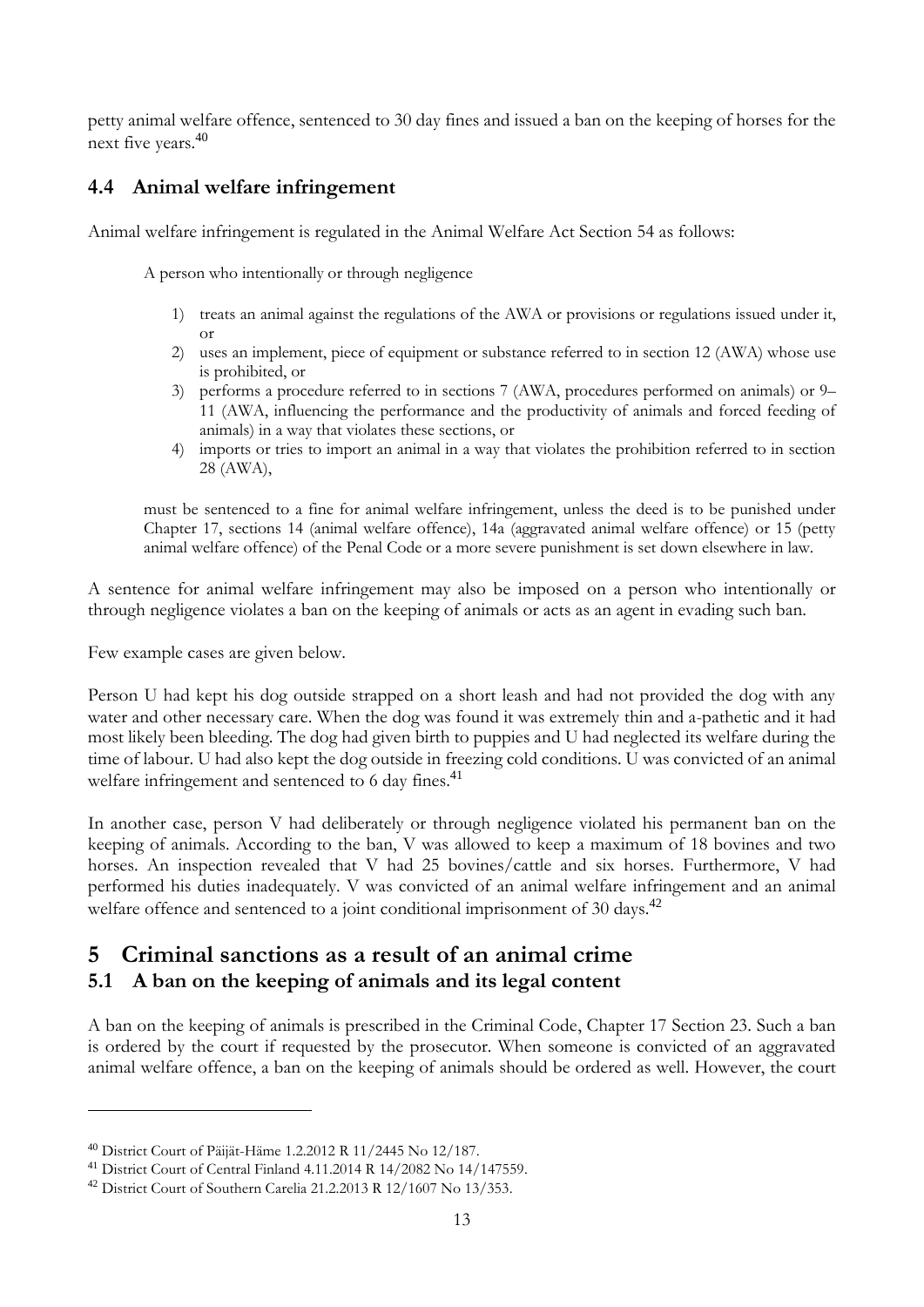petty animal welfare offence, sentenced to 30 day fines and issued a ban on the keeping of horses for the next five years.[40]

### 4.4 Animal welfare infringement

Animal welfare infringement is regulated in the Animal Welfare Act Section 54 as follows:

> A person who intentionally or through negligence
>
> 1) treats an animal against the regulations of the AWA or provisions or regulations issued under it, or
> 2) uses an implement, piece of equipment or substance referred to in section 12 (AWA) whose use is prohibited, or
> 3) performs a procedure referred to in sections 7 (AWA, procedures performed on animals) or 9–11 (AWA, influencing the performance and the productivity of animals and forced feeding of animals) in a way that violates these sections, or
> 4) imports or tries to import an animal in a way that violates the prohibition referred to in section 28 (AWA),
>
> must be sentenced to a fine for animal welfare infringement, unless the deed is to be punished under Chapter 17, sections 14 (animal welfare offence), 14a (aggravated animal welfare offence) or 15 (petty animal welfare offence) of the Penal Code or a more severe punishment is set down elsewhere in law.

A sentence for animal welfare infringement may also be imposed on a person who intentionally or through negligence violates a ban on the keeping of animals or acts as an agent in evading such ban.

Few example cases are given below.

Person U had kept his dog outside strapped on a short leash and had not provided the dog with any water and other necessary care. When the dog was found it was extremely thin and a-pathetic and it had most likely been bleeding. The dog had given birth to puppies and U had neglected its welfare during the time of labour. U had also kept the dog outside in freezing cold conditions. U was convicted of an animal welfare infringement and sentenced to 6 day fines.[41]

In another case, person V had deliberately or through negligence violated his permanent ban on the keeping of animals. According to the ban, V was allowed to keep a maximum of 18 bovines and two horses. An inspection revealed that V had 25 bovines/cattle and six horses. Furthermore, V had performed his duties inadequately. V was convicted of an animal welfare infringement and an animal welfare offence and sentenced to a joint conditional imprisonment of 30 days.[42]

## 5 Criminal sanctions as a result of an animal crime

### 5.1 A ban on the keeping of animals and its legal content

A ban on the keeping of animals is prescribed in the Criminal Code, Chapter 17 Section 23. Such a ban is ordered by the court if requested by the prosecutor. When someone is convicted of an aggravated animal welfare offence, a ban on the keeping of animals should be ordered as well. However, the court

---

[40] District Court of Päijät-Häme 1.2.2012 R 11/2445 No 12/187.

[41] District Court of Central Finland 4.11.2014 R 14/2082 No 14/147559.

[42] District Court of Southern Carelia 21.2.2013 R 12/1607 No 13/353.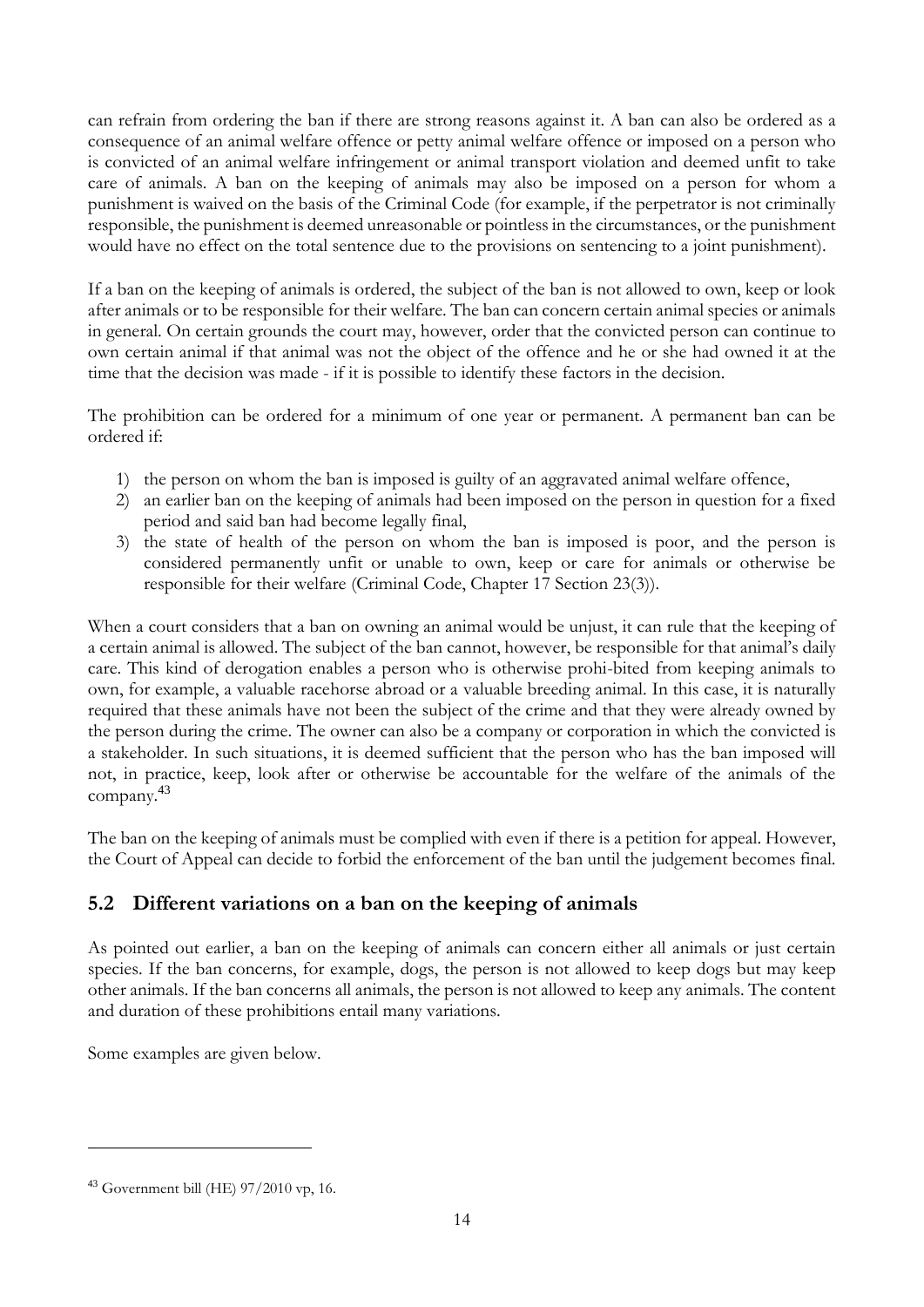can refrain from ordering the ban if there are strong reasons against it. A ban can also be ordered as a consequence of an animal welfare offence or petty animal welfare offence or imposed on a person who is convicted of an animal welfare infringement or animal transport violation and deemed unfit to take care of animals. A ban on the keeping of animals may also be imposed on a person for whom a punishment is waived on the basis of the Criminal Code (for example, if the perpetrator is not criminally responsible, the punishment is deemed unreasonable or pointless in the circumstances, or the punishment would have no effect on the total sentence due to the provisions on sentencing to a joint punishment).

If a ban on the keeping of animals is ordered, the subject of the ban is not allowed to own, keep or look after animals or to be responsible for their welfare. The ban can concern certain animal species or animals in general. On certain grounds the court may, however, order that the convicted person can continue to own certain animal if that animal was not the object of the offence and he or she had owned it at the time that the decision was made - if it is possible to identify these factors in the decision.

The prohibition can be ordered for a minimum of one year or permanent. A permanent ban can be ordered if:

1) the person on whom the ban is imposed is guilty of an aggravated animal welfare offence,
2) an earlier ban on the keeping of animals had been imposed on the person in question for a fixed period and said ban had become legally final,
3) the state of health of the person on whom the ban is imposed is poor, and the person is considered permanently unfit or unable to own, keep or care for animals or otherwise be responsible for their welfare (Criminal Code, Chapter 17 Section 23(3)).

When a court considers that a ban on owning an animal would be unjust, it can rule that the keeping of a certain animal is allowed. The subject of the ban cannot, however, be responsible for that animal's daily care. This kind of derogation enables a person who is otherwise prohi-bited from keeping animals to own, for example, a valuable racehorse abroad or a valuable breeding animal. In this case, it is naturally required that these animals have not been the subject of the crime and that they were already owned by the person during the crime. The owner can also be a company or corporation in which the convicted is a stakeholder. In such situations, it is deemed sufficient that the person who has the ban imposed will not, in practice, keep, look after or otherwise be accountable for the welfare of the animals of the company.[43]

The ban on the keeping of animals must be complied with even if there is a petition for appeal. However, the Court of Appeal can decide to forbid the enforcement of the ban until the judgement becomes final.

## 5.2 Different variations on a ban on the keeping of animals

As pointed out earlier, a ban on the keeping of animals can concern either all animals or just certain species. If the ban concerns, for example, dogs, the person is not allowed to keep dogs but may keep other animals. If the ban concerns all animals, the person is not allowed to keep any animals. The content and duration of these prohibitions entail many variations.

Some examples are given below.

---

[43] Government bill (HE) 97/2010 vp, 16.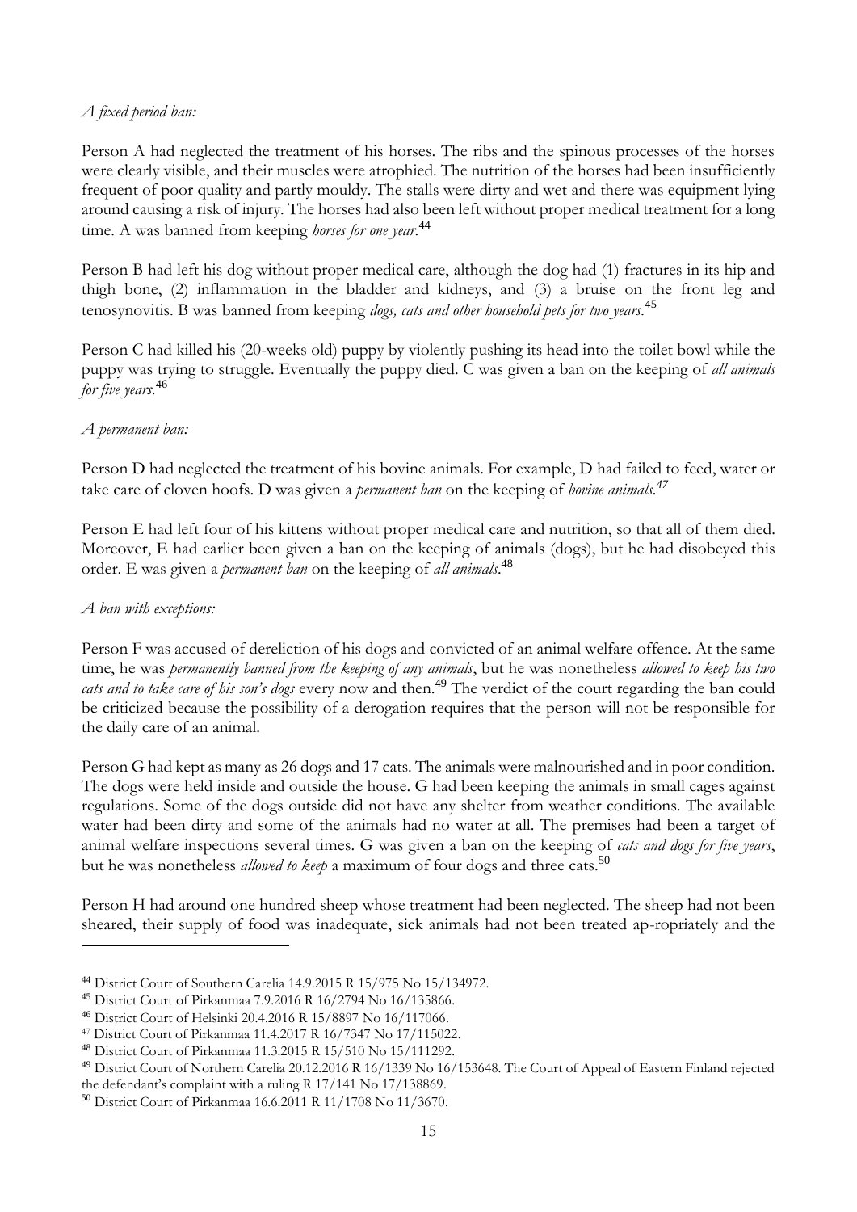*A fixed period ban:*

Person A had neglected the treatment of his horses. The ribs and the spinous processes of the horses were clearly visible, and their muscles were atrophied. The nutrition of the horses had been insufficiently frequent of poor quality and partly mouldy. The stalls were dirty and wet and there was equipment lying around causing a risk of injury. The horses had also been left without proper medical treatment for a long time. A was banned from keeping *horses for one year*.[44]

Person B had left his dog without proper medical care, although the dog had (1) fractures in its hip and thigh bone, (2) inflammation in the bladder and kidneys, and (3) a bruise on the front leg and tenosynovitis. B was banned from keeping *dogs, cats and other household pets for two years*.[45]

Person C had killed his (20-weeks old) puppy by violently pushing its head into the toilet bowl while the puppy was trying to struggle. Eventually the puppy died. C was given a ban on the keeping of *all animals for five years*.[46]

*A permanent ban:*

Person D had neglected the treatment of his bovine animals. For example, D had failed to feed, water or take care of cloven hoofs. D was given a *permanent ban* on the keeping of *bovine animals*.[47]

Person E had left four of his kittens without proper medical care and nutrition, so that all of them died. Moreover, E had earlier been given a ban on the keeping of animals (dogs), but he had disobeyed this order. E was given a *permanent ban* on the keeping of *all animals*.[48]

*A ban with exceptions:*

Person F was accused of dereliction of his dogs and convicted of an animal welfare offence. At the same time, he was *permanently banned from the keeping of any animals*, but he was nonetheless *allowed to keep his two cats and to take care of his son's dogs* every now and then.[49] The verdict of the court regarding the ban could be criticized because the possibility of a derogation requires that the person will not be responsible for the daily care of an animal.

Person G had kept as many as 26 dogs and 17 cats. The animals were malnourished and in poor condition. The dogs were held inside and outside the house. G had been keeping the animals in small cages against regulations. Some of the dogs outside did not have any shelter from weather conditions. The available water had been dirty and some of the animals had no water at all. The premises had been a target of animal welfare inspections several times. G was given a ban on the keeping of *cats and dogs for five years*, but he was nonetheless *allowed to keep* a maximum of four dogs and three cats.[50]

Person H had around one hundred sheep whose treatment had been neglected. The sheep had not been sheared, their supply of food was inadequate, sick animals had not been treated ap-ropriately and the

---

[44] District Court of Southern Carelia 14.9.2015 R 15/975 No 15/134972.

[45] District Court of Pirkanmaa 7.9.2016 R 16/2794 No 16/135866.

[46] District Court of Helsinki 20.4.2016 R 15/8897 No 16/117066.

[47] District Court of Pirkanmaa 11.4.2017 R 16/7347 No 17/115022.

[48] District Court of Pirkanmaa 11.3.2015 R 15/510 No 15/111292.

[49] District Court of Northern Carelia 20.12.2016 R 16/1339 No 16/153648. The Court of Appeal of Eastern Finland rejected the defendant's complaint with a ruling R 17/141 No 17/138869.

[50] District Court of Pirkanmaa 16.6.2011 R 11/1708 No 11/3670.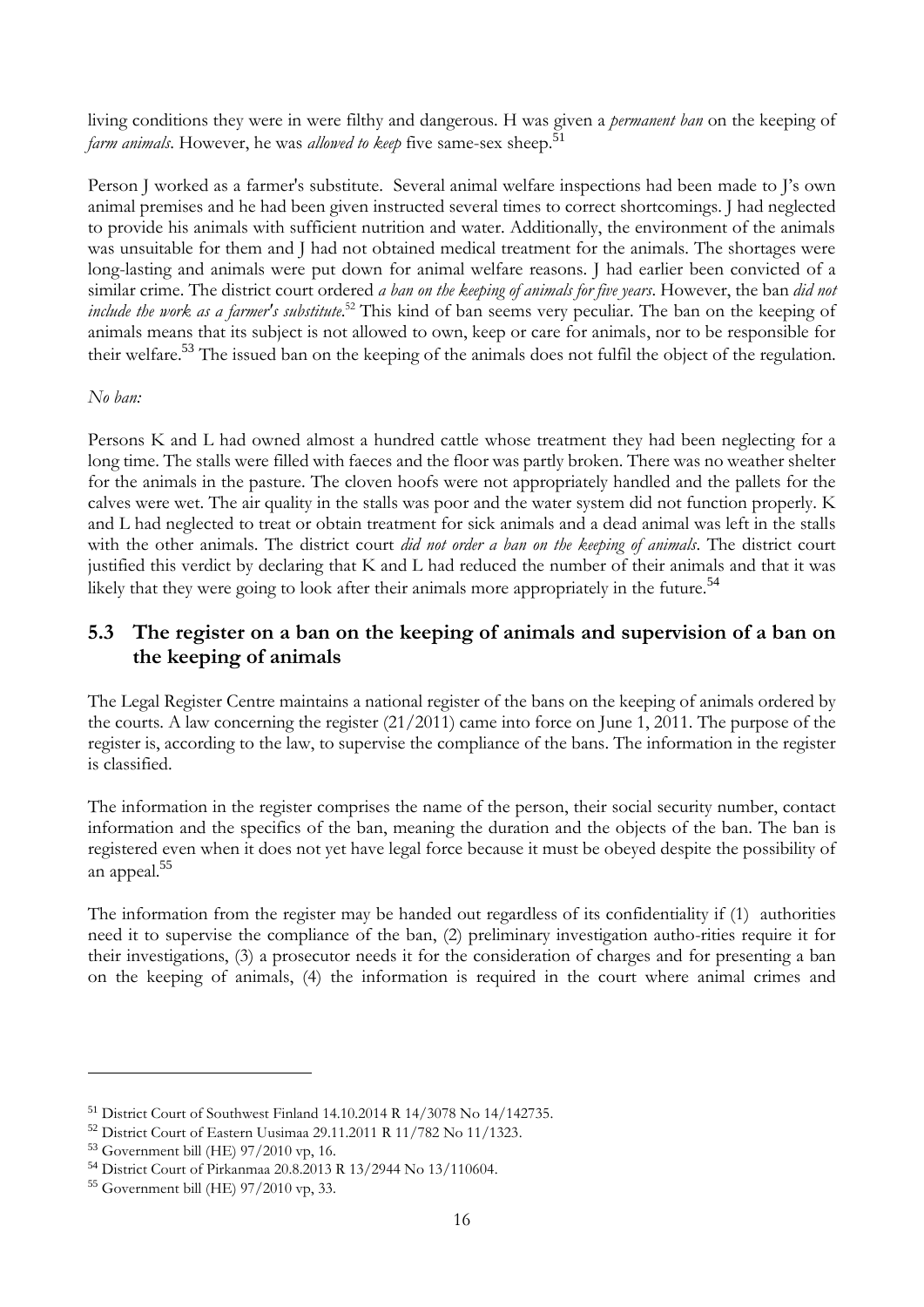living conditions they were in were filthy and dangerous. H was given a *permanent ban* on the keeping of *farm animals*. However, he was *allowed to keep* five same-sex sheep.[51]

Person J worked as a farmer's substitute. Several animal welfare inspections had been made to J's own animal premises and he had been given instructed several times to correct shortcomings. J had neglected to provide his animals with sufficient nutrition and water. Additionally, the environment of the animals was unsuitable for them and J had not obtained medical treatment for the animals. The shortages were long-lasting and animals were put down for animal welfare reasons. J had earlier been convicted of a similar crime. The district court ordered *a ban on the keeping of animals for five years*. However, the ban *did not include the work as a farmer's substitute*.[52] This kind of ban seems very peculiar. The ban on the keeping of animals means that its subject is not allowed to own, keep or care for animals, nor to be responsible for their welfare.[53] The issued ban on the keeping of the animals does not fulfil the object of the regulation.

*No ban:*

Persons K and L had owned almost a hundred cattle whose treatment they had been neglecting for a long time. The stalls were filled with faeces and the floor was partly broken. There was no weather shelter for the animals in the pasture. The cloven hoofs were not appropriately handled and the pallets for the calves were wet. The air quality in the stalls was poor and the water system did not function properly. K and L had neglected to treat or obtain treatment for sick animals and a dead animal was left in the stalls with the other animals. The district court *did not order a ban on the keeping of animals*. The district court justified this verdict by declaring that K and L had reduced the number of their animals and that it was likely that they were going to look after their animals more appropriately in the future.[54]

## 5.3 The register on a ban on the keeping of animals and supervision of a ban on the keeping of animals

The Legal Register Centre maintains a national register of the bans on the keeping of animals ordered by the courts. A law concerning the register (21/2011) came into force on June 1, 2011. The purpose of the register is, according to the law, to supervise the compliance of the bans. The information in the register is classified.

The information in the register comprises the name of the person, their social security number, contact information and the specifics of the ban, meaning the duration and the objects of the ban. The ban is registered even when it does not yet have legal force because it must be obeyed despite the possibility of an appeal.[55]

The information from the register may be handed out regardless of its confidentiality if (1) authorities need it to supervise the compliance of the ban, (2) preliminary investigation autho-rities require it for their investigations, (3) a prosecutor needs it for the consideration of charges and for presenting a ban on the keeping of animals, (4) the information is required in the court where animal crimes and

---

[51] District Court of Southwest Finland 14.10.2014 R 14/3078 No 14/142735.

[52] District Court of Eastern Uusimaa 29.11.2011 R 11/782 No 11/1323.

[53] Government bill (HE) 97/2010 vp, 16.

[54] District Court of Pirkanmaa 20.8.2013 R 13/2944 No 13/110604.

[55] Government bill (HE) 97/2010 vp, 33.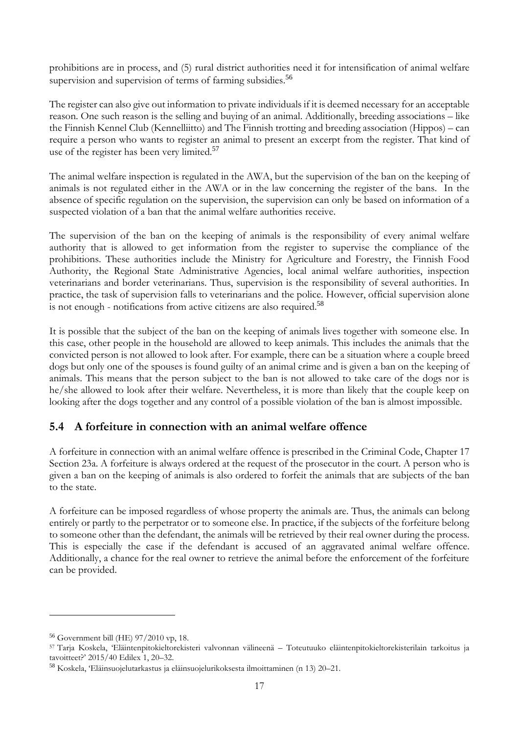prohibitions are in process, and (5) rural district authorities need it for intensification of animal welfare supervision and supervision of terms of farming subsidies.[56]

The register can also give out information to private individuals if it is deemed necessary for an acceptable reason. One such reason is the selling and buying of an animal. Additionally, breeding associations – like the Finnish Kennel Club (Kennelliitto) and The Finnish trotting and breeding association (Hippos) – can require a person who wants to register an animal to present an excerpt from the register. That kind of use of the register has been very limited.[57]

The animal welfare inspection is regulated in the AWA, but the supervision of the ban on the keeping of animals is not regulated either in the AWA or in the law concerning the register of the bans. In the absence of specific regulation on the supervision, the supervision can only be based on information of a suspected violation of a ban that the animal welfare authorities receive.

The supervision of the ban on the keeping of animals is the responsibility of every animal welfare authority that is allowed to get information from the register to supervise the compliance of the prohibitions. These authorities include the Ministry for Agriculture and Forestry, the Finnish Food Authority, the Regional State Administrative Agencies, local animal welfare authorities, inspection veterinarians and border veterinarians. Thus, supervision is the responsibility of several authorities. In practice, the task of supervision falls to veterinarians and the police. However, official supervision alone is not enough - notifications from active citizens are also required.[58]

It is possible that the subject of the ban on the keeping of animals lives together with someone else. In this case, other people in the household are allowed to keep animals. This includes the animals that the convicted person is not allowed to look after. For example, there can be a situation where a couple breed dogs but only one of the spouses is found guilty of an animal crime and is given a ban on the keeping of animals. This means that the person subject to the ban is not allowed to take care of the dogs nor is he/she allowed to look after their welfare. Nevertheless, it is more than likely that the couple keep on looking after the dogs together and any control of a possible violation of the ban is almost impossible.

## 5.4 A forfeiture in connection with an animal welfare offence

A forfeiture in connection with an animal welfare offence is prescribed in the Criminal Code, Chapter 17 Section 23a. A forfeiture is always ordered at the request of the prosecutor in the court. A person who is given a ban on the keeping of animals is also ordered to forfeit the animals that are subjects of the ban to the state.

A forfeiture can be imposed regardless of whose property the animals are. Thus, the animals can belong entirely or partly to the perpetrator or to someone else. In practice, if the subjects of the forfeiture belong to someone other than the defendant, the animals will be retrieved by their real owner during the process. This is especially the case if the defendant is accused of an aggravated animal welfare offence. Additionally, a chance for the real owner to retrieve the animal before the enforcement of the forfeiture can be provided.

---

[56] Government bill (HE) 97/2010 vp, 18.

[57] Tarja Koskela, 'Eläintenpitokieltorekisteri valvonnan välineenä – Toteutuuko eläintenpitokieltorekisterilain tarkoitus ja tavoitteet?' 2015/40 Edilex 1, 20–32.

[58] Koskela, 'Eläinsuojelutarkastus ja eläinsuojelurikoksesta ilmoittaminen (n 13) 20–21.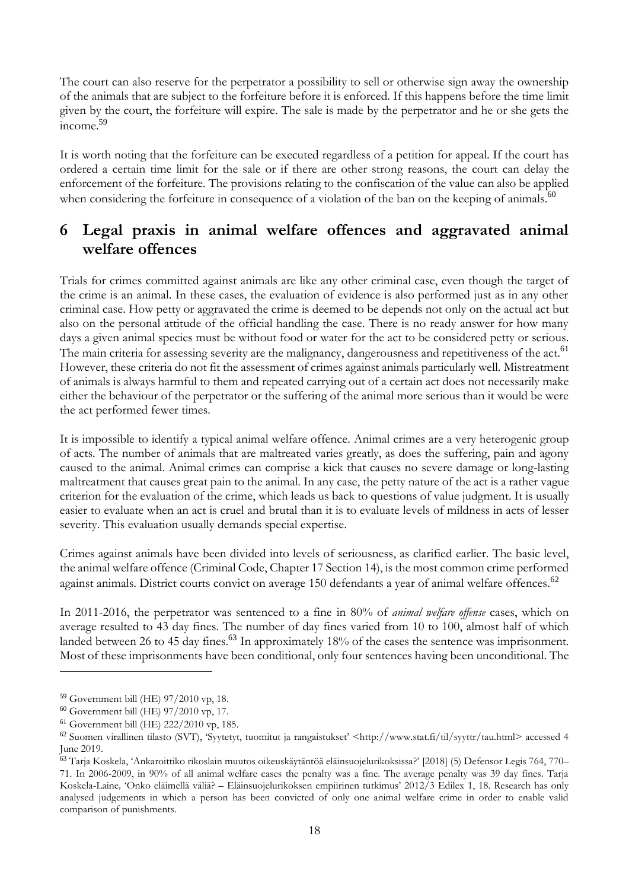The court can also reserve for the perpetrator a possibility to sell or otherwise sign away the ownership of the animals that are subject to the forfeiture before it is enforced. If this happens before the time limit given by the court, the forfeiture will expire. The sale is made by the perpetrator and he or she gets the income.[59]

It is worth noting that the forfeiture can be executed regardless of a petition for appeal. If the court has ordered a certain time limit for the sale or if there are other strong reasons, the court can delay the enforcement of the forfeiture. The provisions relating to the confiscation of the value can also be applied when considering the forfeiture in consequence of a violation of the ban on the keeping of animals.[60]

# 6 Legal praxis in animal welfare offences and aggravated animal welfare offences

Trials for crimes committed against animals are like any other criminal case, even though the target of the crime is an animal. In these cases, the evaluation of evidence is also performed just as in any other criminal case. How petty or aggravated the crime is deemed to be depends not only on the actual act but also on the personal attitude of the official handling the case. There is no ready answer for how many days a given animal species must be without food or water for the act to be considered petty or serious. The main criteria for assessing severity are the malignancy, dangerousness and repetitiveness of the act.[61] However, these criteria do not fit the assessment of crimes against animals particularly well. Mistreatment of animals is always harmful to them and repeated carrying out of a certain act does not necessarily make either the behaviour of the perpetrator or the suffering of the animal more serious than it would be were the act performed fewer times.

It is impossible to identify a typical animal welfare offence. Animal crimes are a very heterogenic group of acts. The number of animals that are maltreated varies greatly, as does the suffering, pain and agony caused to the animal. Animal crimes can comprise a kick that causes no severe damage or long-lasting maltreatment that causes great pain to the animal. In any case, the petty nature of the act is a rather vague criterion for the evaluation of the crime, which leads us back to questions of value judgment. It is usually easier to evaluate when an act is cruel and brutal than it is to evaluate levels of mildness in acts of lesser severity. This evaluation usually demands special expertise.

Crimes against animals have been divided into levels of seriousness, as clarified earlier. The basic level, the animal welfare offence (Criminal Code, Chapter 17 Section 14), is the most common crime performed against animals. District courts convict on average 150 defendants a year of animal welfare offences.[62]

In 2011-2016, the perpetrator was sentenced to a fine in 80% of *animal welfare offense* cases, which on average resulted to 43 day fines. The number of day fines varied from 10 to 100, almost half of which landed between 26 to 45 day fines.[63] In approximately 18% of the cases the sentence was imprisonment. Most of these imprisonments have been conditional, only four sentences having been unconditional. The

---

[59] Government bill (HE) 97/2010 vp, 18.

[60] Government bill (HE) 97/2010 vp, 17.

[61] Government bill (HE) 222/2010 vp, 185.

[62] Suomen virallinen tilasto (SVT), 'Syytetyt, tuomitut ja rangaistukset' <http://www.stat.fi/til/syyttr/tau.html> accessed 4 June 2019.

[63] Tarja Koskela, 'Ankaroittiko rikoslain muutos oikeuskäytäntöä eläinsuojelurikoksissa?' [2018] (5) Defensor Legis 764, 770–71. In 2006-2009, in 90% of all animal welfare cases the penalty was a fine. The average penalty was 39 day fines. Tarja Koskela-Laine, 'Onko eläimellä väliä? – Eläinsuojelurikoksen empiirinen tutkimus' 2012/3 Edilex 1, 18. Research has only analysed judgements in which a person has been convicted of only one animal welfare crime in order to enable valid comparison of punishments.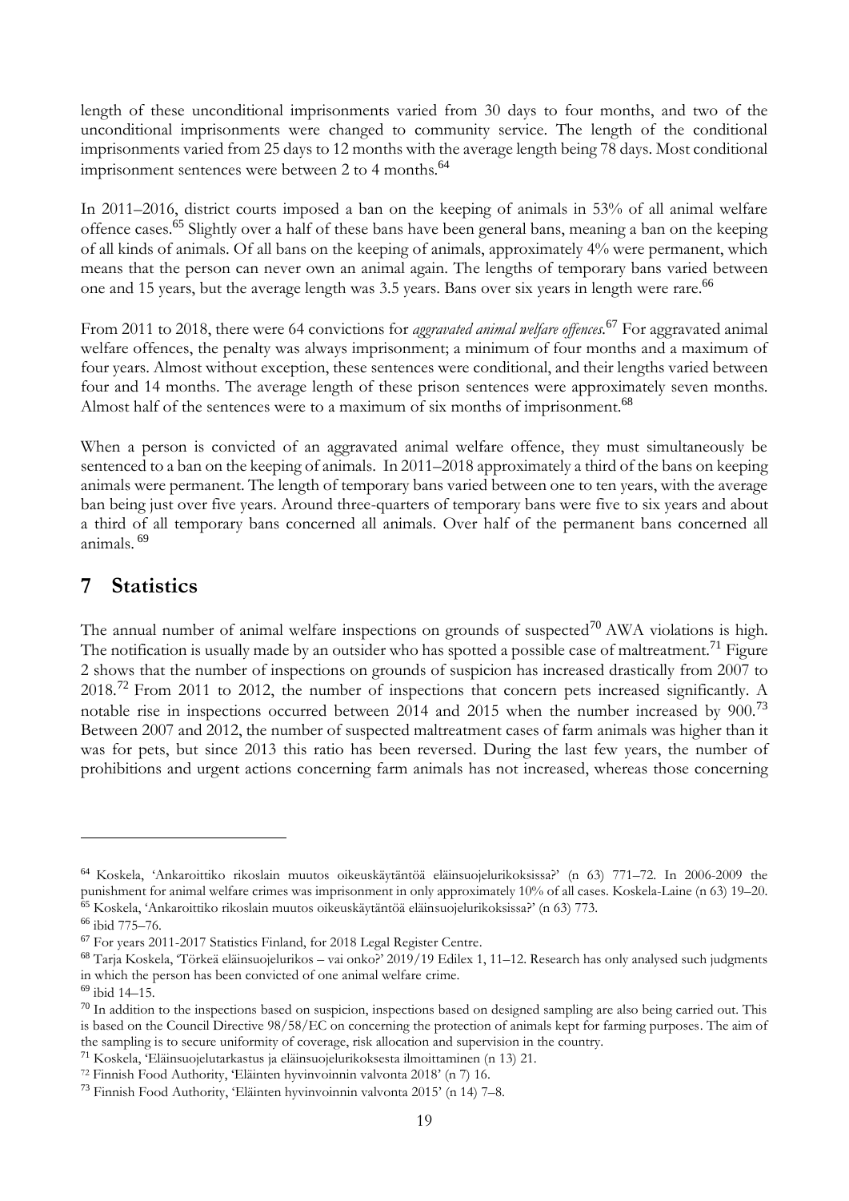length of these unconditional imprisonments varied from 30 days to four months, and two of the unconditional imprisonments were changed to community service. The length of the conditional imprisonments varied from 25 days to 12 months with the average length being 78 days. Most conditional imprisonment sentences were between 2 to 4 months.[64]

In 2011–2016, district courts imposed a ban on the keeping of animals in 53% of all animal welfare offence cases.[65] Slightly over a half of these bans have been general bans, meaning a ban on the keeping of all kinds of animals. Of all bans on the keeping of animals, approximately 4% were permanent, which means that the person can never own an animal again. The lengths of temporary bans varied between one and 15 years, but the average length was 3.5 years. Bans over six years in length were rare.[66]

From 2011 to 2018, there were 64 convictions for *aggravated animal welfare offences*.[67] For aggravated animal welfare offences, the penalty was always imprisonment; a minimum of four months and a maximum of four years. Almost without exception, these sentences were conditional, and their lengths varied between four and 14 months. The average length of these prison sentences were approximately seven months. Almost half of the sentences were to a maximum of six months of imprisonment.[68]

When a person is convicted of an aggravated animal welfare offence, they must simultaneously be sentenced to a ban on the keeping of animals. In 2011–2018 approximately a third of the bans on keeping animals were permanent. The length of temporary bans varied between one to ten years, with the average ban being just over five years. Around three-quarters of temporary bans were five to six years and about a third of all temporary bans concerned all animals. Over half of the permanent bans concerned all animals.[69]

## 7 Statistics

The annual number of animal welfare inspections on grounds of suspected[70] AWA violations is high. The notification is usually made by an outsider who has spotted a possible case of maltreatment.[71] Figure 2 shows that the number of inspections on grounds of suspicion has increased drastically from 2007 to 2018.[72] From 2011 to 2012, the number of inspections that concern pets increased significantly. A notable rise in inspections occurred between 2014 and 2015 when the number increased by 900.[73] Between 2007 and 2012, the number of suspected maltreatment cases of farm animals was higher than it was for pets, but since 2013 this ratio has been reversed. During the last few years, the number of prohibitions and urgent actions concerning farm animals has not increased, whereas those concerning

---

[64] Koskela, 'Ankaroittiko rikoslain muutos oikeuskäytäntöä eläinsuojelurikoksissa?' (n 63) 771–72. In 2006-2009 the punishment for animal welfare crimes was imprisonment in only approximately 10% of all cases. Koskela-Laine (n 63) 19–20.

[65] Koskela, 'Ankaroittiko rikoslain muutos oikeuskäytäntöä eläinsuojelurikoksissa?' (n 63) 773.

[66] ibid 775–76.

[67] For years 2011-2017 Statistics Finland, for 2018 Legal Register Centre.

[68] Tarja Koskela, 'Törkeä eläinsuojelurikos – vai onko?' 2019/19 Edilex 1, 11–12. Research has only analysed such judgments in which the person has been convicted of one animal welfare crime.

[69] ibid 14–15.

[70] In addition to the inspections based on suspicion, inspections based on designed sampling are also being carried out. This is based on the Council Directive 98/58/EC on concerning the protection of animals kept for farming purposes. The aim of the sampling is to secure uniformity of coverage, risk allocation and supervision in the country.

[71] Koskela, 'Eläinsuojelutarkastus ja eläinsuojelurikoksesta ilmoittaminen (n 13) 21.

[72] Finnish Food Authority, 'Eläinten hyvinvoinnin valvonta 2018' (n 7) 16.

[73] Finnish Food Authority, 'Eläinten hyvinvoinnin valvonta 2015' (n 14) 7–8.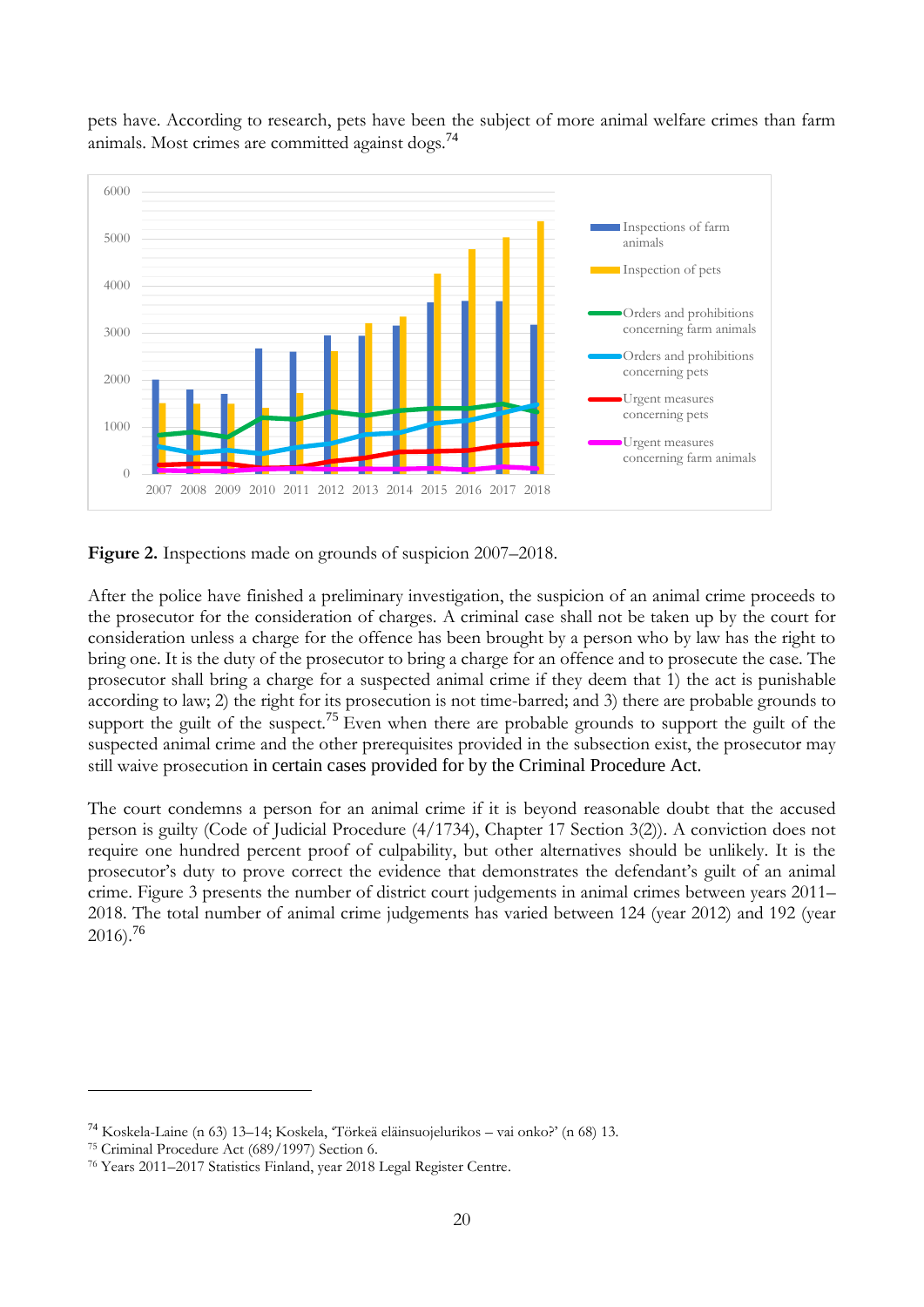pets have. According to research, pets have been the subject of more animal welfare crimes than farm animals. Most crimes are committed against dogs.[74]

**Figure 2.** Inspections made on grounds of suspicion 2007–2018.

After the police have finished a preliminary investigation, the suspicion of an animal crime proceeds to the prosecutor for the consideration of charges. A criminal case shall not be taken up by the court for consideration unless a charge for the offence has been brought by a person who by law has the right to bring one. It is the duty of the prosecutor to bring a charge for an offence and to prosecute the case. The prosecutor shall bring a charge for a suspected animal crime if they deem that 1) the act is punishable according to law; 2) the right for its prosecution is not time-barred; and 3) there are probable grounds to support the guilt of the suspect.[75] Even when there are probable grounds to support the guilt of the suspected animal crime and the other prerequisites provided in the subsection exist, the prosecutor may still waive prosecution in certain cases provided for by the Criminal Procedure Act.

The court condemns a person for an animal crime if it is beyond reasonable doubt that the accused person is guilty (Code of Judicial Procedure (4/1734), Chapter 17 Section 3(2)). A conviction does not require one hundred percent proof of culpability, but other alternatives should be unlikely. It is the prosecutor's duty to prove correct the evidence that demonstrates the defendant's guilt of an animal crime. Figure 3 presents the number of district court judgements in animal crimes between years 2011–2018. The total number of animal crime judgements has varied between 124 (year 2012) and 192 (year 2016).[76]

---

[74] Koskela-Laine (n 63) 13–14; Koskela, 'Törkeä eläinsuojelurikos – vai onko?' (n 68) 13.

[75] Criminal Procedure Act (689/1997) Section 6.

[76] Years 2011–2017 Statistics Finland, year 2018 Legal Register Centre.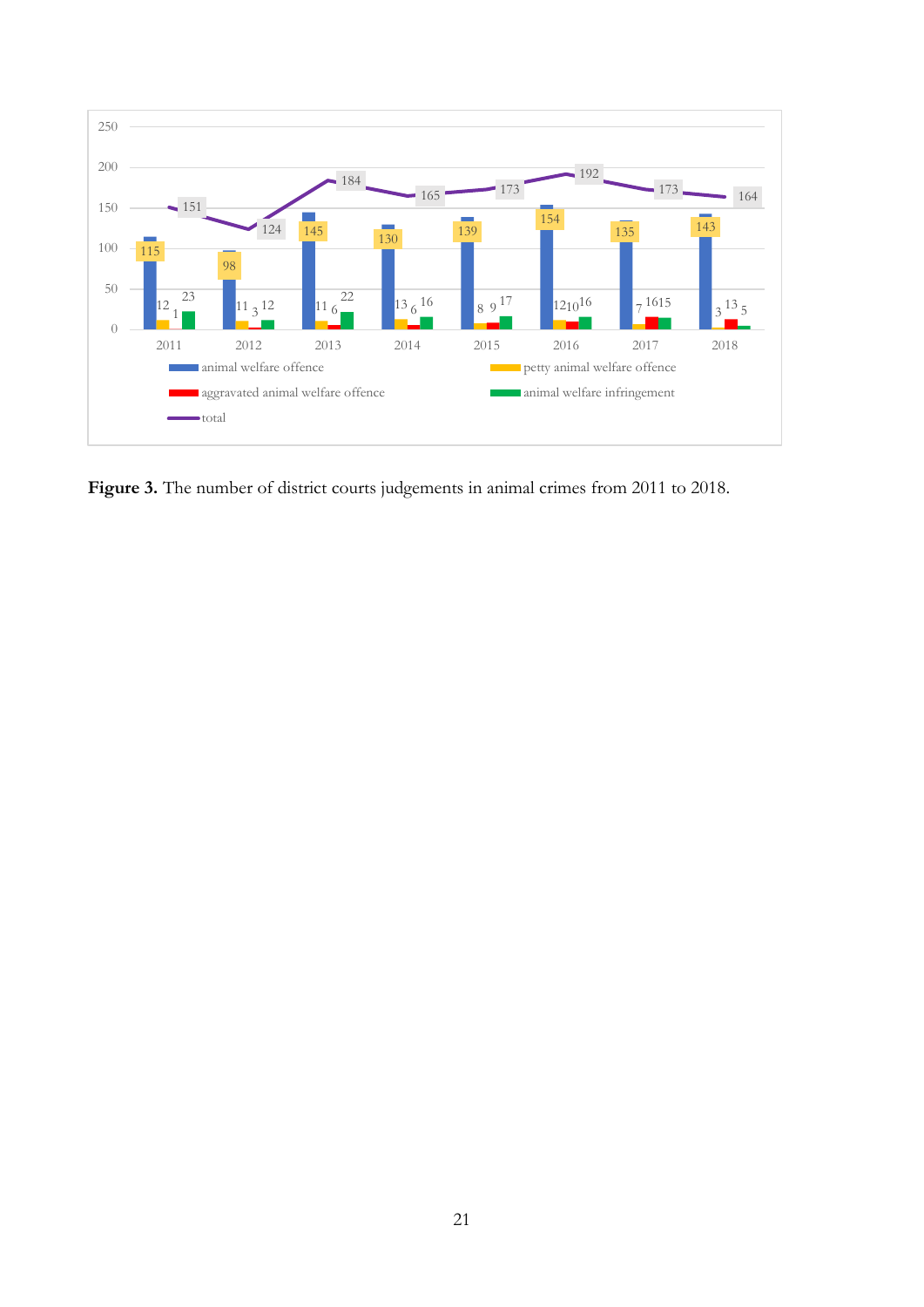250
200
150
100
50
0

151 124 184 165 173 192 173 164

115 98 145 130 139 154 135 143

12 1 23
11 3 12
11 6 22
13 6 16
8 9 17
12 10 16
7 16 15
3 13 5

2011 2012 2013 2014 2015 2016 2017 2018

animal welfare offence
petty animal welfare offence
aggravated animal welfare offence
animal welfare infringement
total

**Figure 3.** The number of district courts judgements in animal crimes from 2011 to 2018.